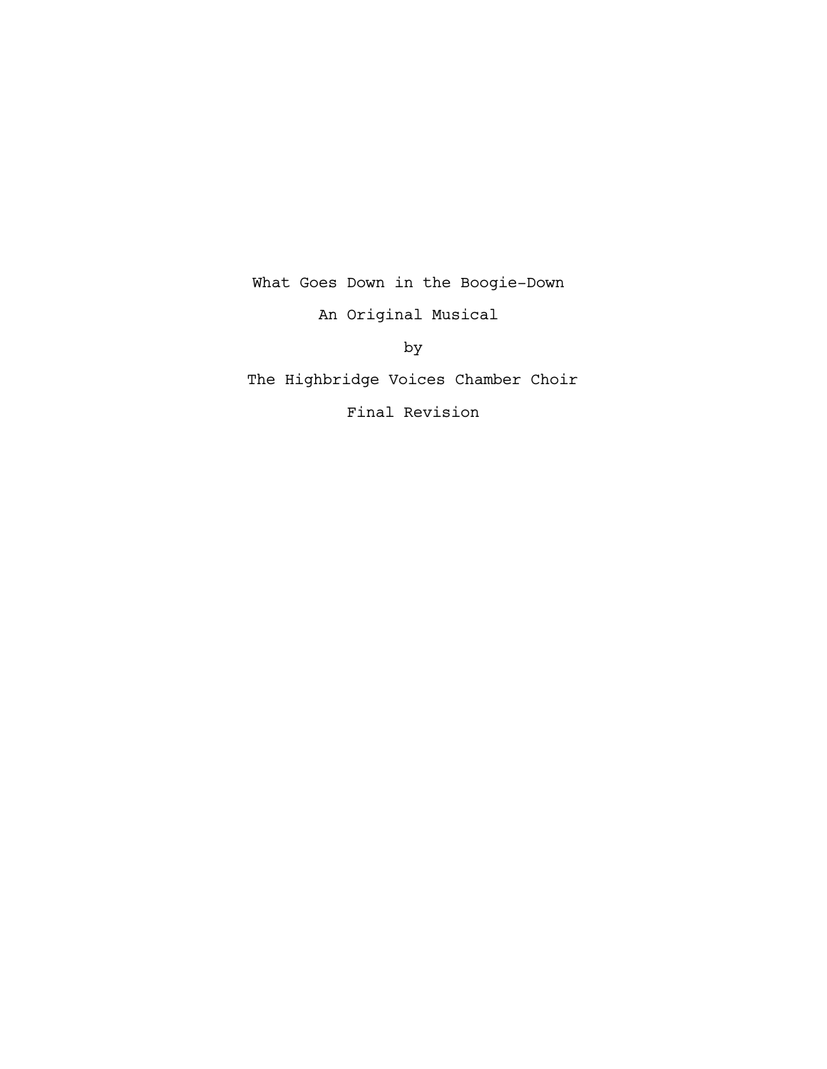# What Goes Down in the Boogie-Down

An Original Musical

by

The Highbridge Voices Chamber Choir

Final Revision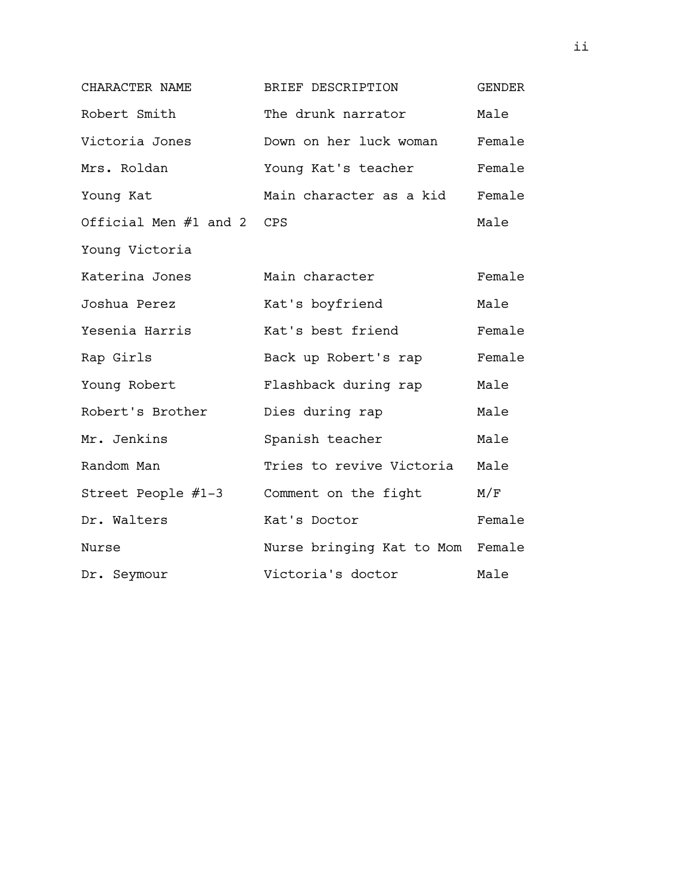| CHARACTER NAME | BRIEF DESCRIPTION | GENDER |
|---|---|---|
| Robert Smith | The drunk narrator | Male |
| Victoria Jones | Down on her luck woman | Female |
| Mrs. Roldan | Young Kat's teacher | Female |
| Young Kat | Main character as a kid | Female |
| Official Men #1 and 2 | CPS | Male |
| Young Victoria | | |
| Katerina Jones | Main character | Female |
| Joshua Perez | Kat's boyfriend | Male |
| Yesenia Harris | Kat's best friend | Female |
| Rap Girls | Back up Robert's rap | Female |
| Young Robert | Flashback during rap | Male |
| Robert's Brother | Dies during rap | Male |
| Mr. Jenkins | Spanish teacher | Male |
| Random Man | Tries to revive Victoria | Male |
| Street People #1-3 | Comment on the fight | M/F |
| Dr. Walters | Kat's Doctor | Female |
| Nurse | Nurse bringing Kat to Mom | Female |
| Dr. Seymour | Victoria's doctor | Male |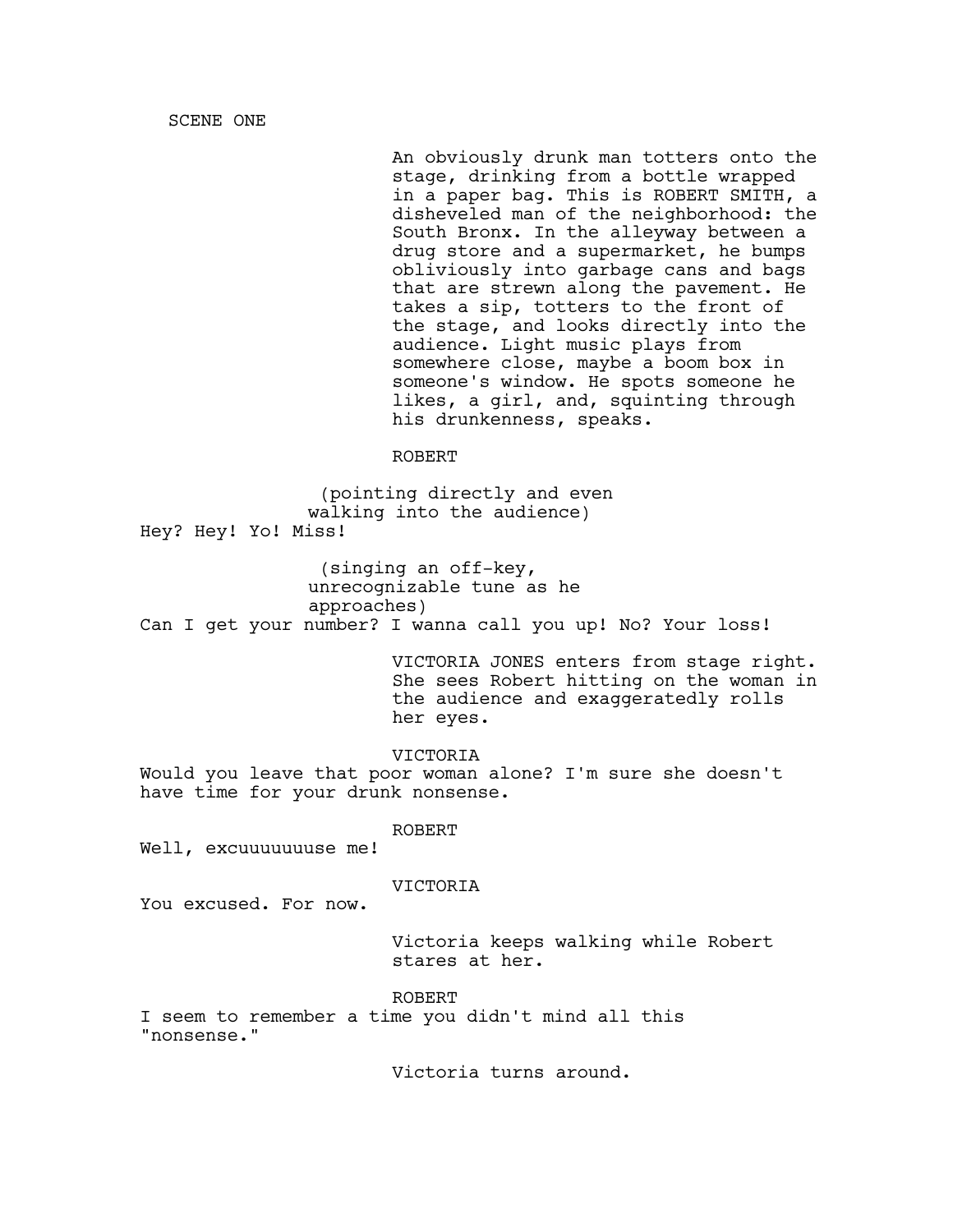SCENE ONE

An obviously drunk man totters onto the stage, drinking from a bottle wrapped in a paper bag. This is ROBERT SMITH, a disheveled man of the neighborhood: the South Bronx. In the alleyway between a drug store and a supermarket, he bumps obliviously into garbage cans and bags that are strewn along the pavement. He takes a sip, totters to the front of the stage, and looks directly into the audience. Light music plays from somewhere close, maybe a boom box in someone's window. He spots someone he likes, a girl, and, squinting through his drunkenness, speaks.

ROBERT

(pointing directly and even walking into the audience)

Hey? Hey! Yo! Miss!

(singing an off-key, unrecognizable tune as he approaches)

Can I get your number? I wanna call you up! No? Your loss!

VICTORIA JONES enters from stage right. She sees Robert hitting on the woman in the audience and exaggeratedly rolls her eyes.

VICTORIA

Would you leave that poor woman alone? I'm sure she doesn't have time for your drunk nonsense.

ROBERT

Well, excuuuuuuuse me!

VICTORIA

You excused. For now.

Victoria keeps walking while Robert stares at her.

ROBERT

I seem to remember a time you didn't mind all this "nonsense."

Victoria turns around.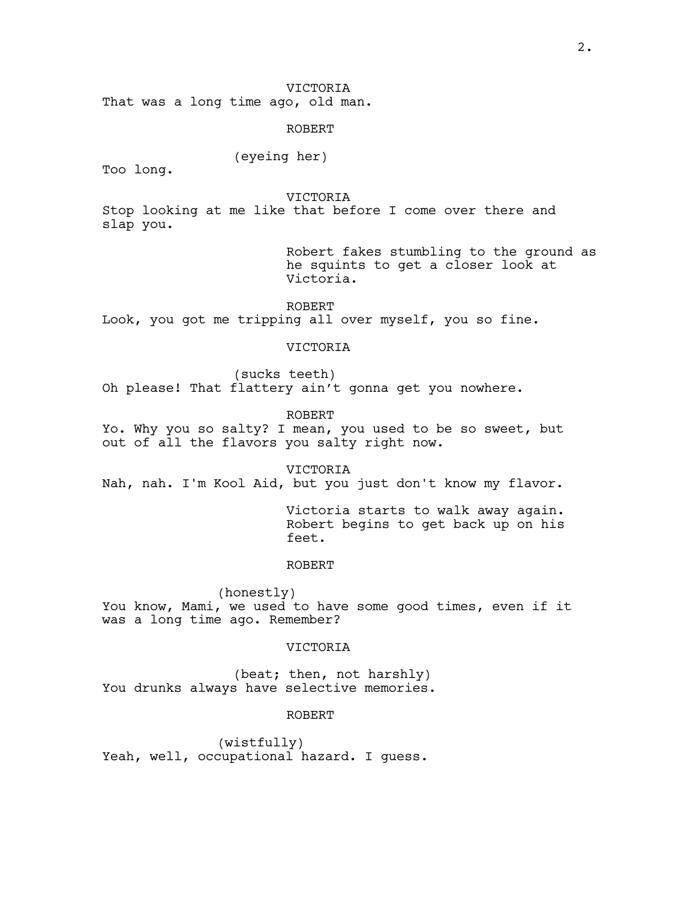VICTORIA

That was a long time ago, old man.

ROBERT

(eyeing her)

Too long.

VICTORIA

Stop looking at me like that before I come over there and slap you.

Robert fakes stumbling to the ground as he squints to get a closer look at Victoria.

ROBERT

Look, you got me tripping all over myself, you so fine.

VICTORIA

(sucks teeth)

Oh please! That flattery ain't gonna get you nowhere.

ROBERT

Yo. Why you so salty? I mean, you used to be so sweet, but out of all the flavors you salty right now.

VICTORIA

Nah, nah. I'm Kool Aid, but you just don't know my flavor.

Victoria starts to walk away again. Robert begins to get back up on his feet.

ROBERT

(honestly)

You know, Mami, we used to have some good times, even if it was a long time ago. Remember?

VICTORIA

(beat; then, not harshly)

You drunks always have selective memories.

ROBERT

(wistfully)

Yeah, well, occupational hazard. I guess.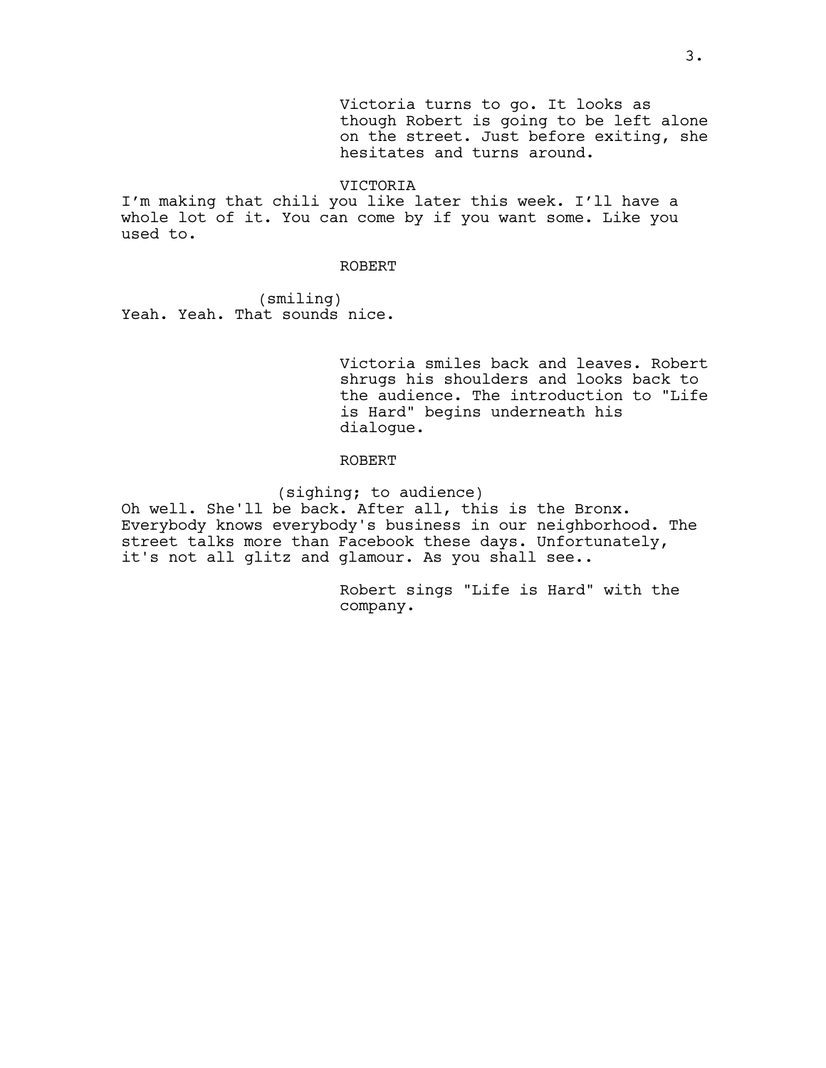Victoria turns to go. It looks as though Robert is going to be left alone on the street. Just before exiting, she hesitates and turns around.

VICTORIA

I'm making that chili you like later this week. I'll have a whole lot of it. You can come by if you want some. Like you used to.

ROBERT

(smiling)

Yeah. Yeah. That sounds nice.

Victoria smiles back and leaves. Robert shrugs his shoulders and looks back to the audience. The introduction to "Life is Hard" begins underneath his dialogue.

ROBERT

(sighing; to audience)

Oh well. She'll be back. After all, this is the Bronx. Everybody knows everybody's business in our neighborhood. The street talks more than Facebook these days. Unfortunately, it's not all glitz and glamour. As you shall see..

Robert sings "Life is Hard" with the company.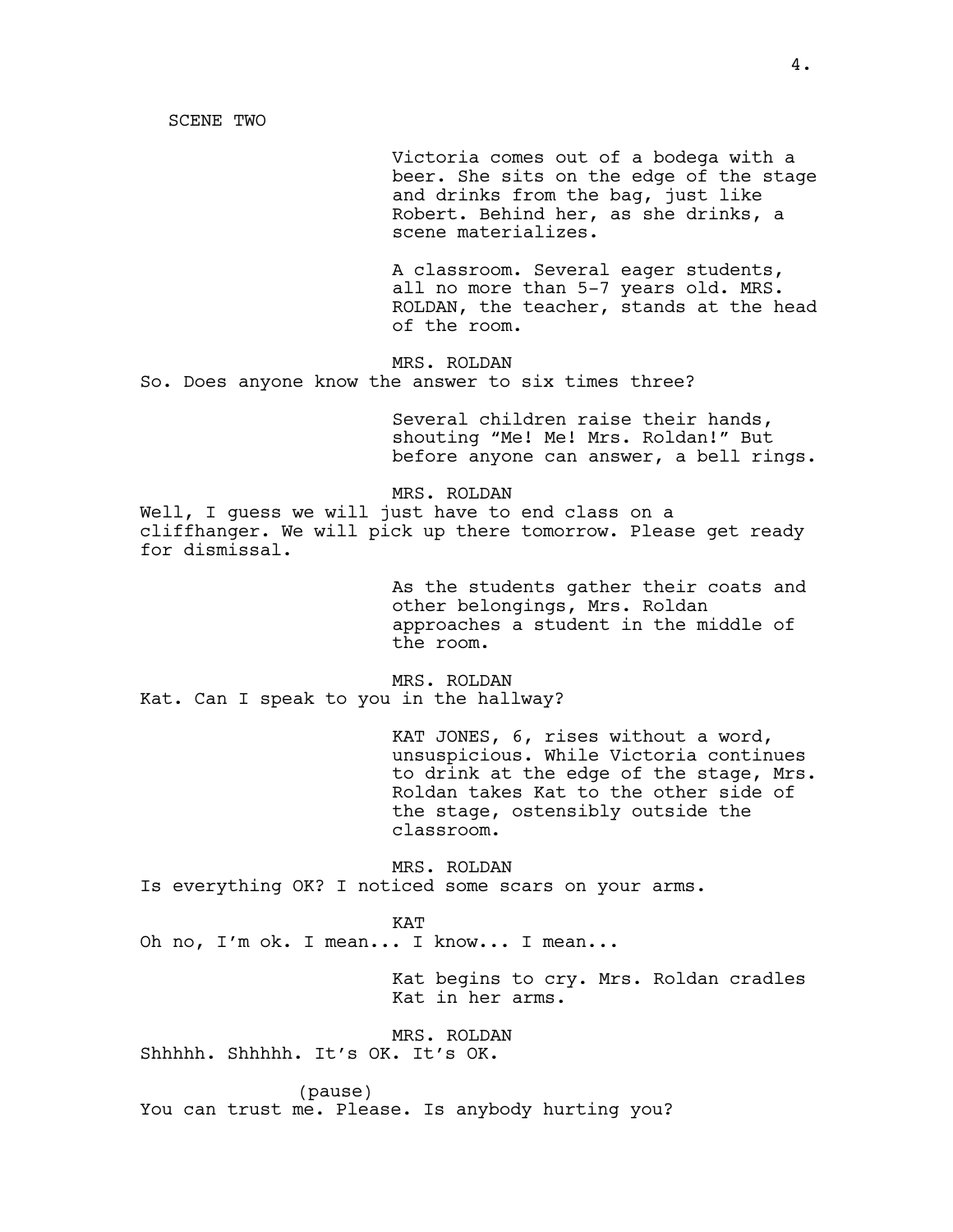SCENE TWO

Victoria comes out of a bodega with a beer. She sits on the edge of the stage and drinks from the bag, just like Robert. Behind her, as she drinks, a scene materializes.

A classroom. Several eager students, all no more than 5-7 years old. MRS. ROLDAN, the teacher, stands at the head of the room.

MRS. ROLDAN

So. Does anyone know the answer to six times three?

Several children raise their hands, shouting "Me! Me! Mrs. Roldan!" But before anyone can answer, a bell rings.

MRS. ROLDAN

Well, I guess we will just have to end class on a cliffhanger. We will pick up there tomorrow. Please get ready for dismissal.

As the students gather their coats and other belongings, Mrs. Roldan approaches a student in the middle of the room.

MRS. ROLDAN

Kat. Can I speak to you in the hallway?

KAT JONES, 6, rises without a word, unsuspicious. While Victoria continues to drink at the edge of the stage, Mrs. Roldan takes Kat to the other side of the stage, ostensibly outside the classroom.

MRS. ROLDAN

Is everything OK? I noticed some scars on your arms.

KAT

Oh no, I'm ok. I mean... I know... I mean...

Kat begins to cry. Mrs. Roldan cradles Kat in her arms.

MRS. ROLDAN

Shhhhh. Shhhhh. It's OK. It's OK.

(pause)

You can trust me. Please. Is anybody hurting you?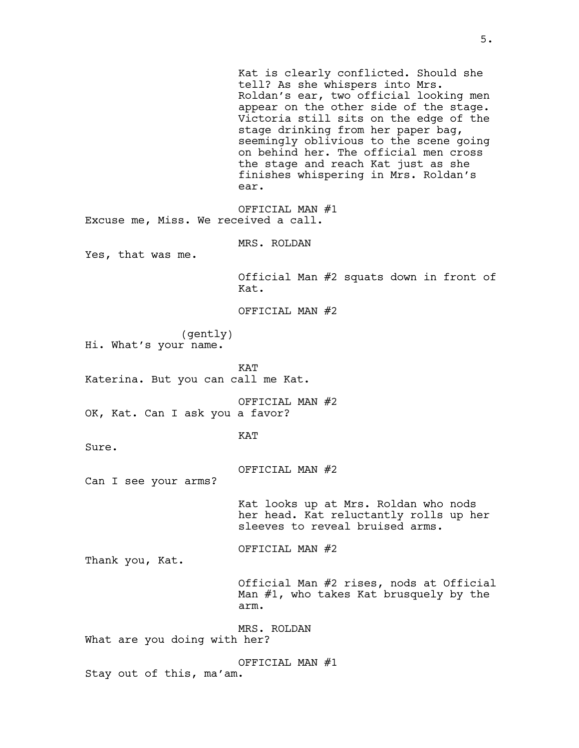Kat is clearly conflicted. Should she tell? As she whispers into Mrs. Roldan's ear, two official looking men appear on the other side of the stage. Victoria still sits on the edge of the stage drinking from her paper bag, seemingly oblivious to the scene going on behind her. The official men cross the stage and reach Kat just as she finishes whispering in Mrs. Roldan's ear.

OFFICIAL MAN #1
Excuse me, Miss. We received a call.

MRS. ROLDAN
Yes, that was me.

Official Man #2 squats down in front of Kat.

OFFICIAL MAN #2
(gently)
Hi. What's your name.

KAT
Katerina. But you can call me Kat.

OFFICIAL MAN #2
OK, Kat. Can I ask you a favor?

KAT
Sure.

OFFICIAL MAN #2
Can I see your arms?

Kat looks up at Mrs. Roldan who nods her head. Kat reluctantly rolls up her sleeves to reveal bruised arms.

OFFICIAL MAN #2
Thank you, Kat.

Official Man #2 rises, nods at Official Man #1, who takes Kat brusquely by the arm.

MRS. ROLDAN
What are you doing with her?

OFFICIAL MAN #1
Stay out of this, ma'am.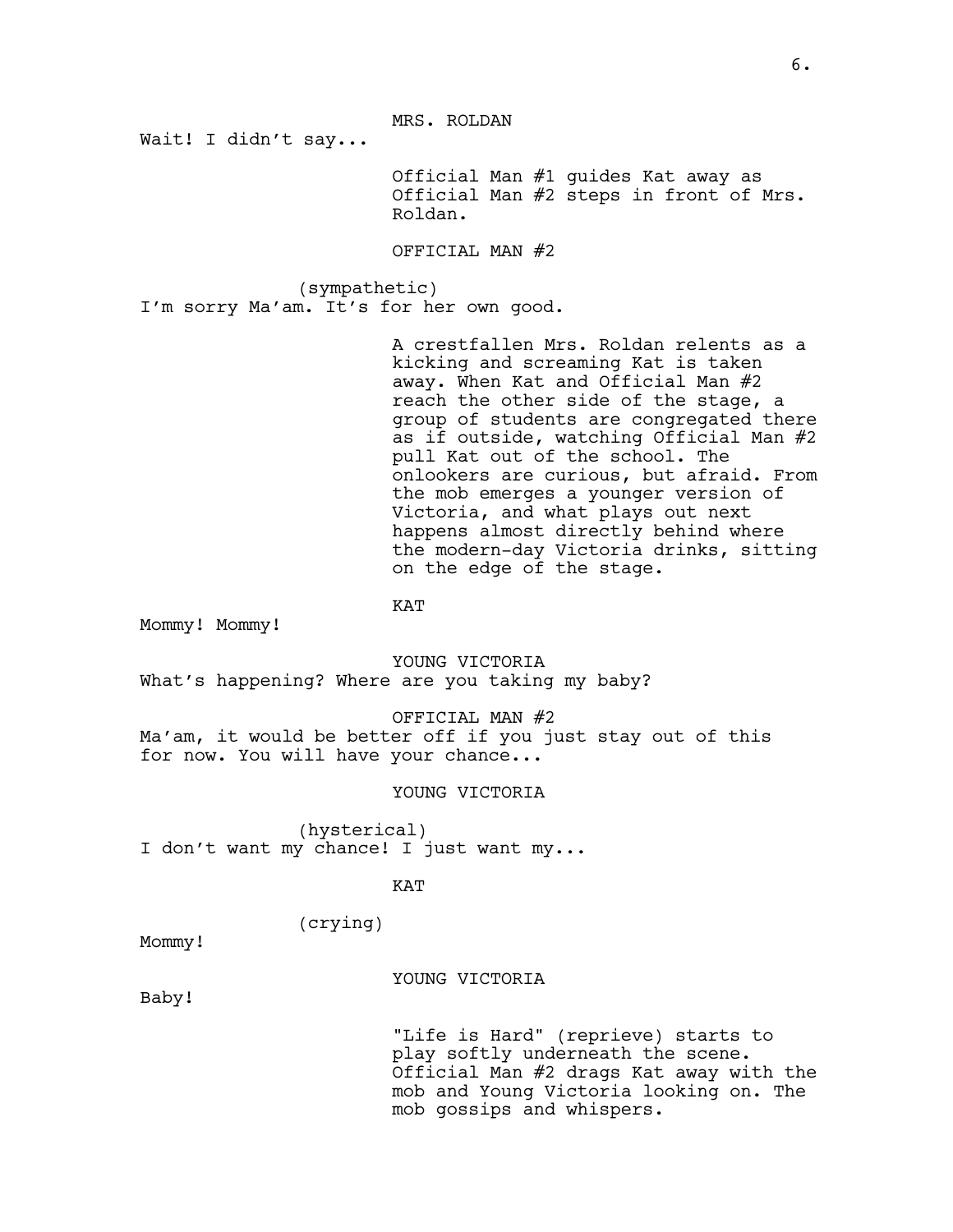MRS. ROLDAN

Wait! I didn't say...

Official Man #1 guides Kat away as Official Man #2 steps in front of Mrs. Roldan.

OFFICIAL MAN #2

(sympathetic)

I'm sorry Ma'am. It's for her own good.

A crestfallen Mrs. Roldan relents as a kicking and screaming Kat is taken away. When Kat and Official Man #2 reach the other side of the stage, a group of students are congregated there as if outside, watching Official Man #2 pull Kat out of the school. The onlookers are curious, but afraid. From the mob emerges a younger version of Victoria, and what plays out next happens almost directly behind where the modern-day Victoria drinks, sitting on the edge of the stage.

KAT

Mommy! Mommy!

YOUNG VICTORIA

What's happening? Where are you taking my baby?

OFFICIAL MAN #2

Ma'am, it would be better off if you just stay out of this for now. You will have your chance...

YOUNG VICTORIA

(hysterical)

I don't want my chance! I just want my...

KAT

(crying)

Mommy!

YOUNG VICTORIA

Baby!

"Life is Hard" (reprieve) starts to play softly underneath the scene. Official Man #2 drags Kat away with the mob and Young Victoria looking on. The mob gossips and whispers.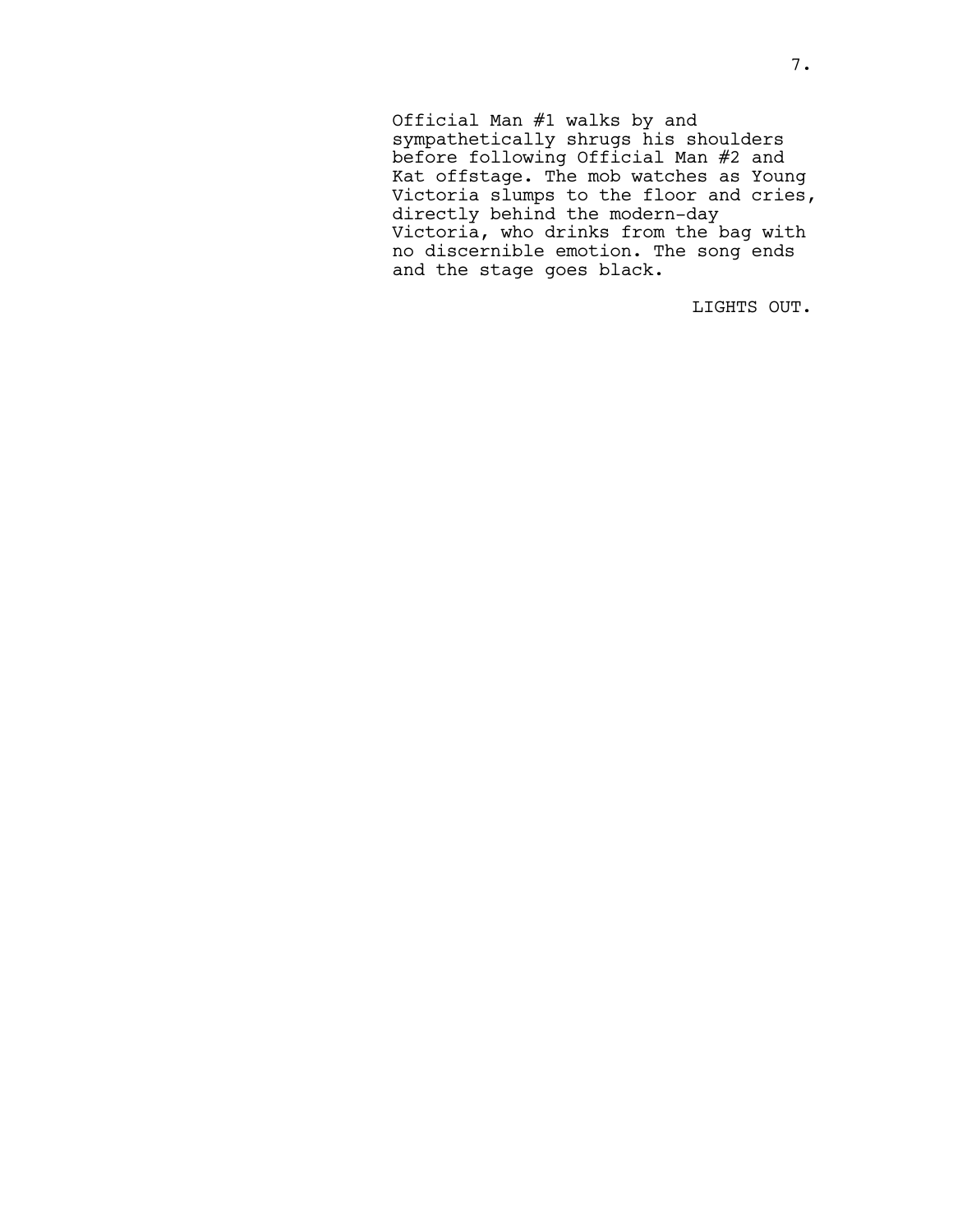Official Man #1 walks by and sympathetically shrugs his shoulders before following Official Man #2 and Kat offstage. The mob watches as Young Victoria slumps to the floor and cries, directly behind the modern-day Victoria, who drinks from the bag with no discernible emotion. The song ends and the stage goes black.

LIGHTS OUT.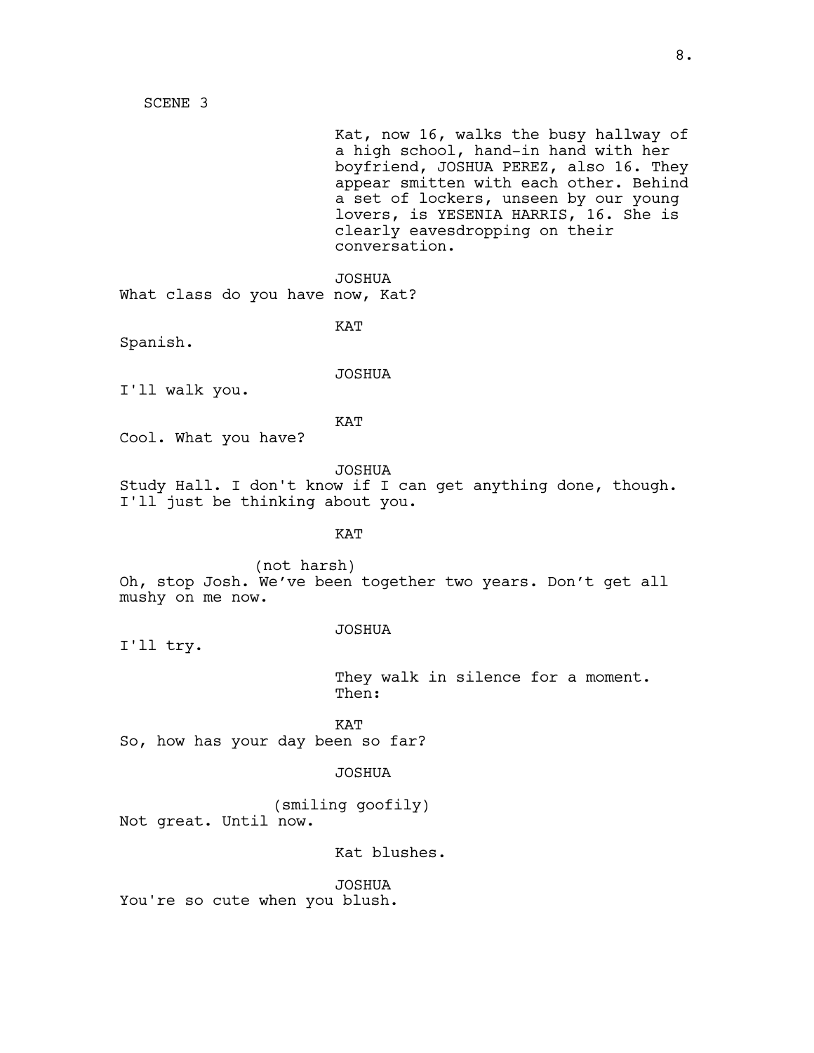SCENE 3

Kat, now 16, walks the busy hallway of a high school, hand-in hand with her boyfriend, JOSHUA PEREZ, also 16. They appear smitten with each other. Behind a set of lockers, unseen by our young lovers, is YESENIA HARRIS, 16. She is clearly eavesdropping on their conversation.

JOSHUA
What class do you have now, Kat?

KAT
Spanish.

JOSHUA
I'll walk you.

KAT
Cool. What you have?

JOSHUA
Study Hall. I don't know if I can get anything done, though. I'll just be thinking about you.

KAT
(not harsh)
Oh, stop Josh. We've been together two years. Don't get all mushy on me now.

JOSHUA
I'll try.

They walk in silence for a moment. Then:

KAT
So, how has your day been so far?

JOSHUA
(smiling goofily)
Not great. Until now.

Kat blushes.

JOSHUA
You're so cute when you blush.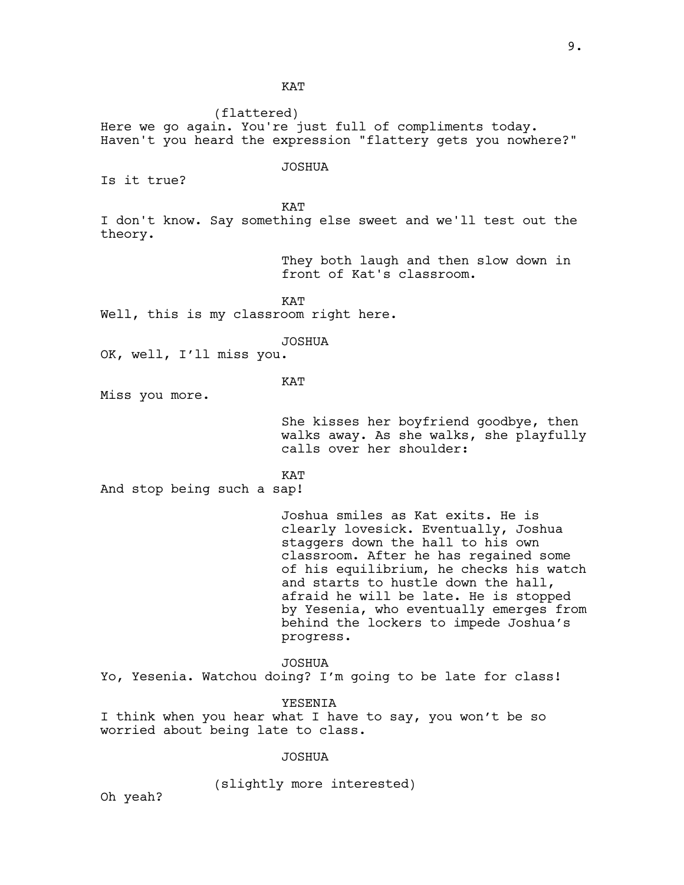KAT

(flattered)

Here we go again. You're just full of compliments today. Haven't you heard the expression "flattery gets you nowhere?"

JOSHUA

Is it true?

KAT

I don't know. Say something else sweet and we'll test out the theory.

They both laugh and then slow down in front of Kat's classroom.

KAT

Well, this is my classroom right here.

JOSHUA

OK, well, I'll miss you.

KAT

Miss you more.

She kisses her boyfriend goodbye, then walks away. As she walks, she playfully calls over her shoulder:

KAT

And stop being such a sap!

Joshua smiles as Kat exits. He is clearly lovesick. Eventually, Joshua staggers down the hall to his own classroom. After he has regained some of his equilibrium, he checks his watch and starts to hustle down the hall, afraid he will be late. He is stopped by Yesenia, who eventually emerges from behind the lockers to impede Joshua's progress.

JOSHUA

Yo, Yesenia. Watchou doing? I'm going to be late for class!

YESENIA

I think when you hear what I have to say, you won't be so worried about being late to class.

JOSHUA

(slightly more interested)

Oh yeah?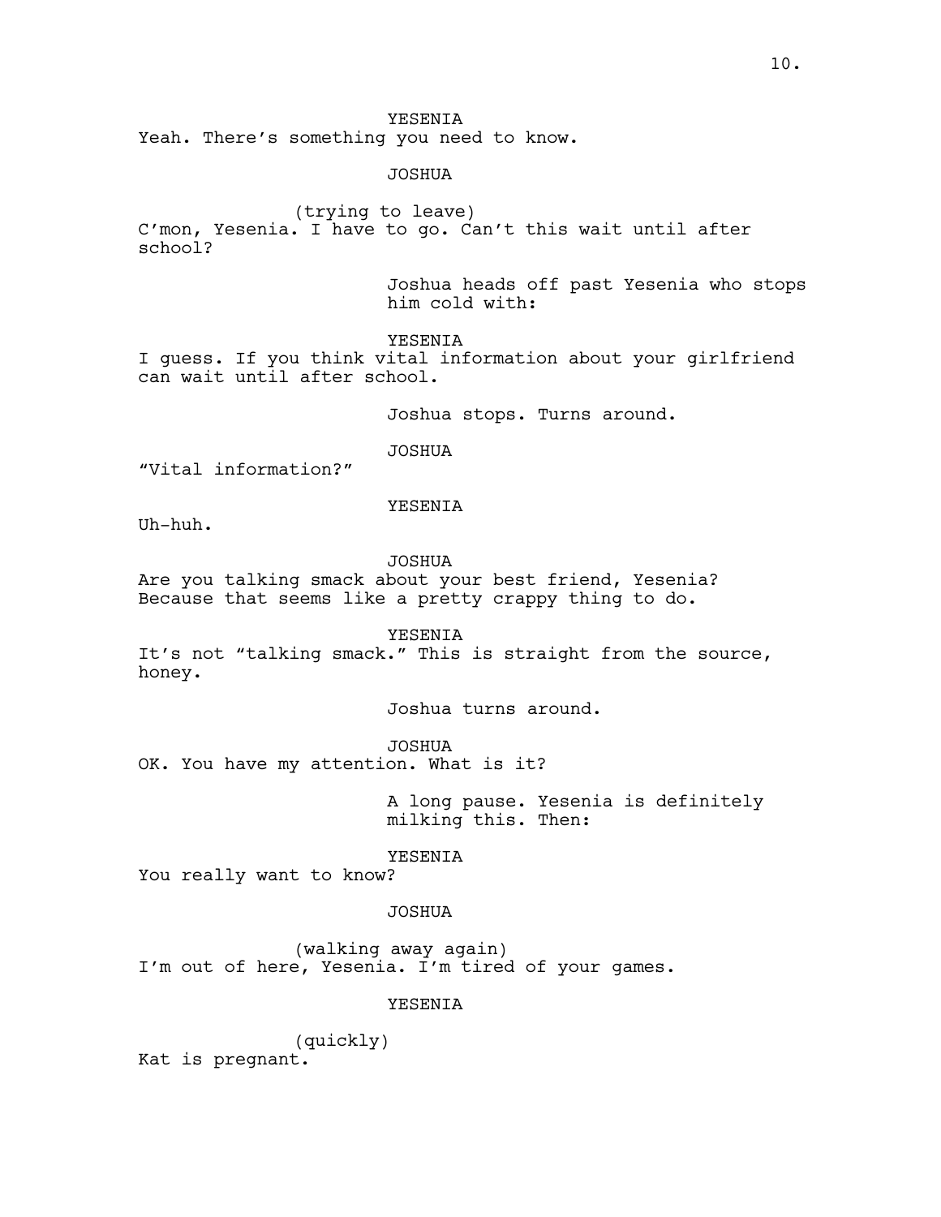YESENIA

Yeah. There's something you need to know.

JOSHUA

(trying to leave)

C'mon, Yesenia. I have to go. Can't this wait until after school?

Joshua heads off past Yesenia who stops him cold with:

YESENIA

I guess. If you think vital information about your girlfriend can wait until after school.

Joshua stops. Turns around.

JOSHUA

"Vital information?"

YESENIA

Uh-huh.

JOSHUA

Are you talking smack about your best friend, Yesenia? Because that seems like a pretty crappy thing to do.

YESENIA

It's not "talking smack." This is straight from the source, honey.

Joshua turns around.

JOSHUA

OK. You have my attention. What is it?

A long pause. Yesenia is definitely milking this. Then:

YESENIA

You really want to know?

JOSHUA

(walking away again)

I'm out of here, Yesenia. I'm tired of your games.

YESENIA

(quickly)

Kat is pregnant.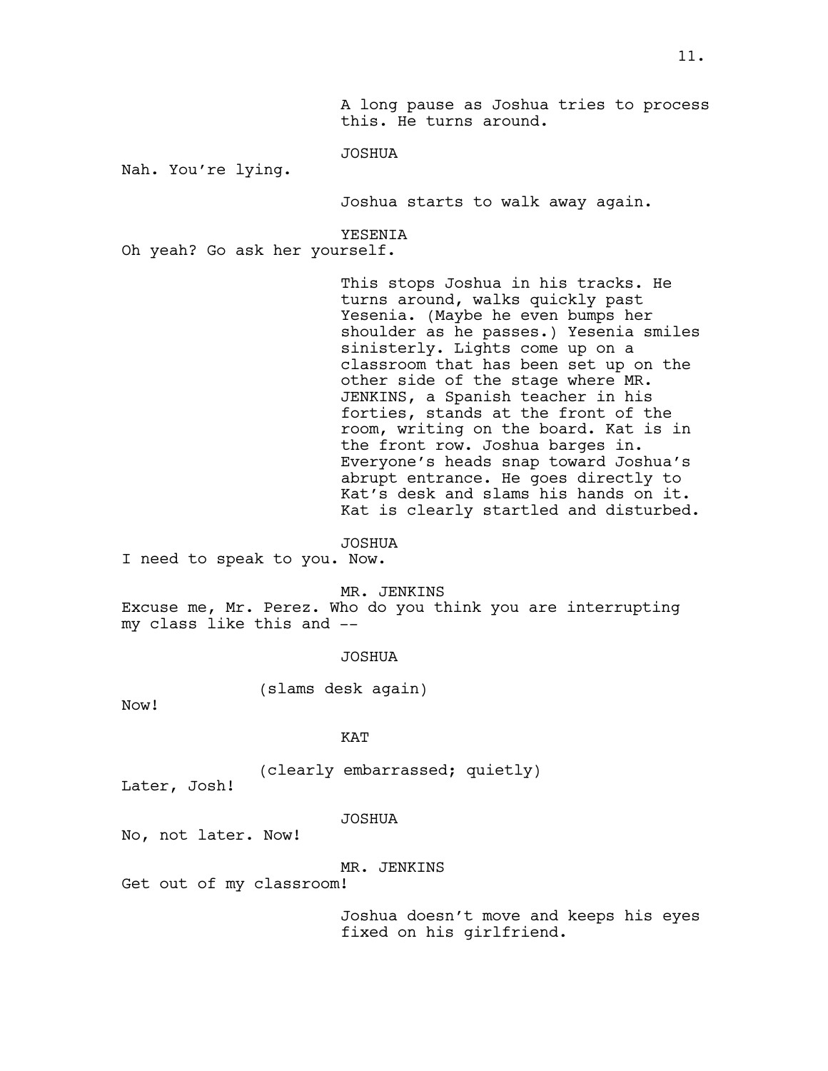A long pause as Joshua tries to process this. He turns around.

JOSHUA

Nah. You're lying.

Joshua starts to walk away again.

YESENIA

Oh yeah? Go ask her yourself.

This stops Joshua in his tracks. He turns around, walks quickly past Yesenia. (Maybe he even bumps her shoulder as he passes.) Yesenia smiles sinisterly. Lights come up on a classroom that has been set up on the other side of the stage where MR. JENKINS, a Spanish teacher in his forties, stands at the front of the room, writing on the board. Kat is in the front row. Joshua barges in. Everyone's heads snap toward Joshua's abrupt entrance. He goes directly to Kat's desk and slams his hands on it. Kat is clearly startled and disturbed.

JOSHUA

I need to speak to you. Now.

MR. JENKINS

Excuse me, Mr. Perez. Who do you think you are interrupting my class like this and --

JOSHUA

(slams desk again)

Now!

KAT

(clearly embarrassed; quietly)

Later, Josh!

JOSHUA

No, not later. Now!

MR. JENKINS

Get out of my classroom!

Joshua doesn't move and keeps his eyes fixed on his girlfriend.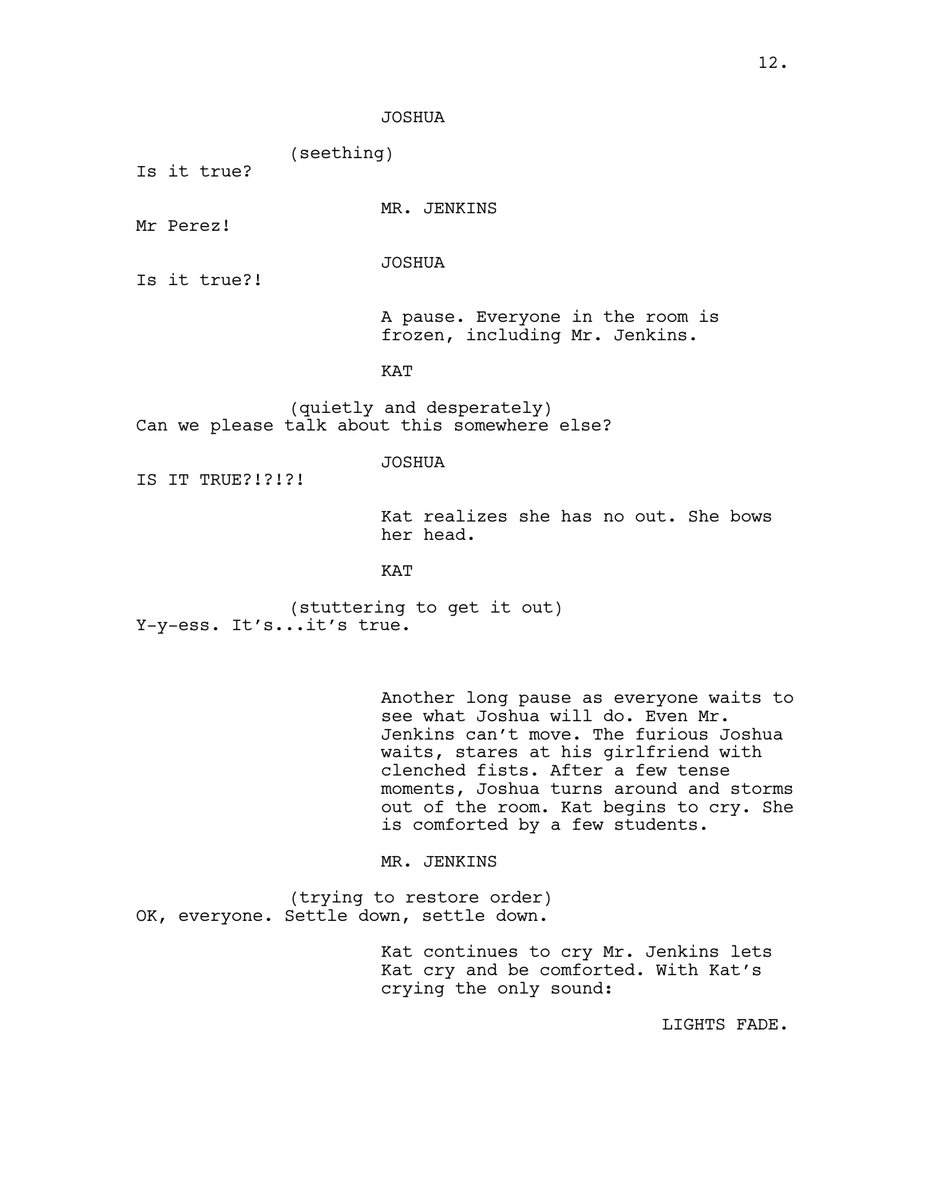JOSHUA

(seething)
Is it true?

MR. JENKINS

Mr Perez!

JOSHUA

Is it true?!

A pause. Everyone in the room is frozen, including Mr. Jenkins.

KAT

(quietly and desperately)
Can we please talk about this somewhere else?

JOSHUA

IS IT TRUE?!?!?!

Kat realizes she has no out. She bows her head.

KAT

(stuttering to get it out)
Y-y-ess. It's...it's true.

Another long pause as everyone waits to see what Joshua will do. Even Mr. Jenkins can't move. The furious Joshua waits, stares at his girlfriend with clenched fists. After a few tense moments, Joshua turns around and storms out of the room. Kat begins to cry. She is comforted by a few students.

MR. JENKINS

(trying to restore order)
OK, everyone. Settle down, settle down.

Kat continues to cry Mr. Jenkins lets Kat cry and be comforted. With Kat's crying the only sound:

LIGHTS FADE.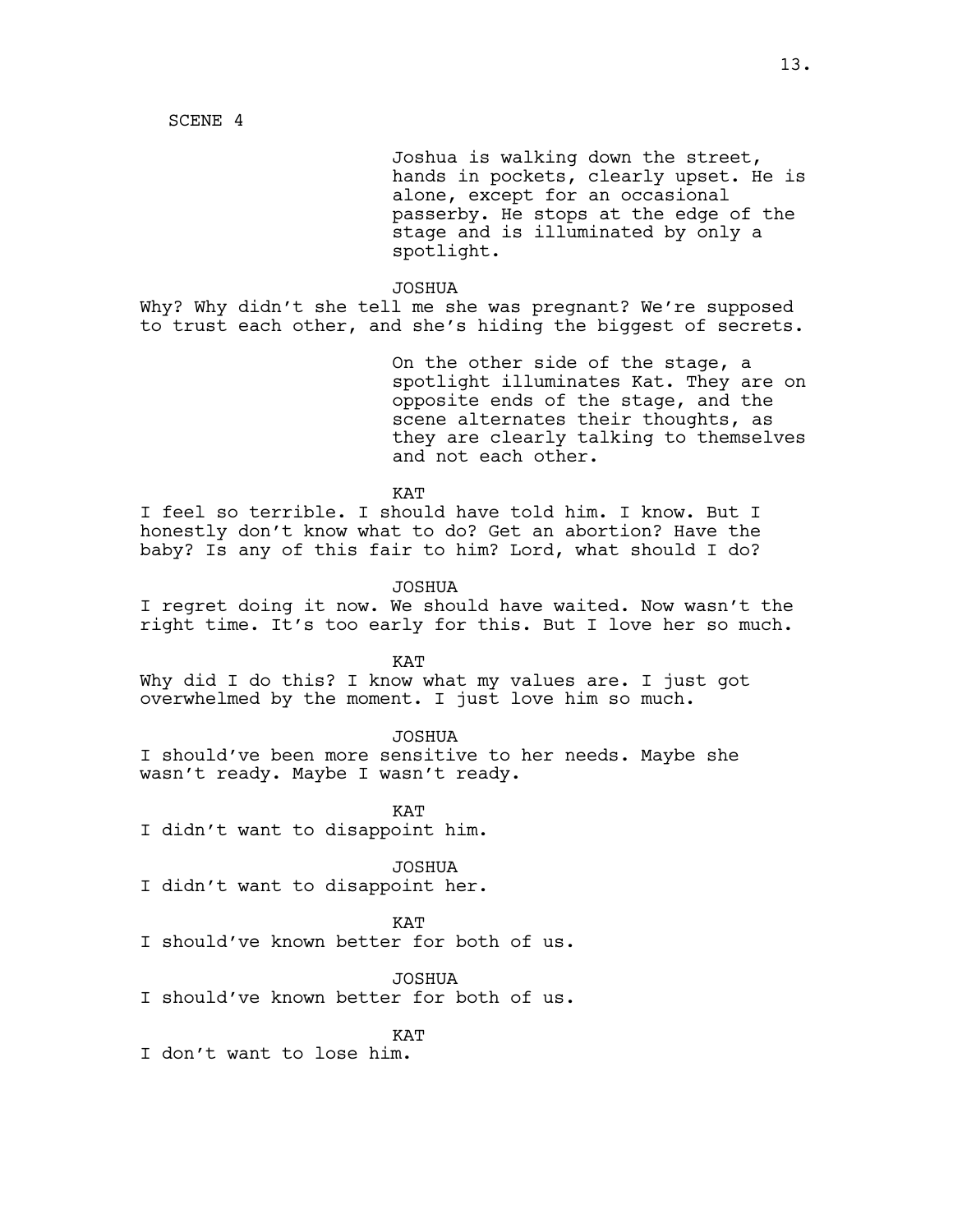SCENE 4

Joshua is walking down the street, hands in pockets, clearly upset. He is alone, except for an occasional passerby. He stops at the edge of the stage and is illuminated by only a spotlight.

JOSHUA

Why? Why didn't she tell me she was pregnant? We're supposed to trust each other, and she's hiding the biggest of secrets.

On the other side of the stage, a spotlight illuminates Kat. They are on opposite ends of the stage, and the scene alternates their thoughts, as they are clearly talking to themselves and not each other.

KAT

I feel so terrible. I should have told him. I know. But I honestly don't know what to do? Get an abortion? Have the baby? Is any of this fair to him? Lord, what should I do?

JOSHUA

I regret doing it now. We should have waited. Now wasn't the right time. It's too early for this. But I love her so much.

KAT

Why did I do this? I know what my values are. I just got overwhelmed by the moment. I just love him so much.

JOSHUA

I should've been more sensitive to her needs. Maybe she wasn't ready. Maybe I wasn't ready.

KAT

I didn't want to disappoint him.

JOSHUA

I didn't want to disappoint her.

KAT

I should've known better for both of us.

JOSHUA

I should've known better for both of us.

KAT

I don't want to lose him.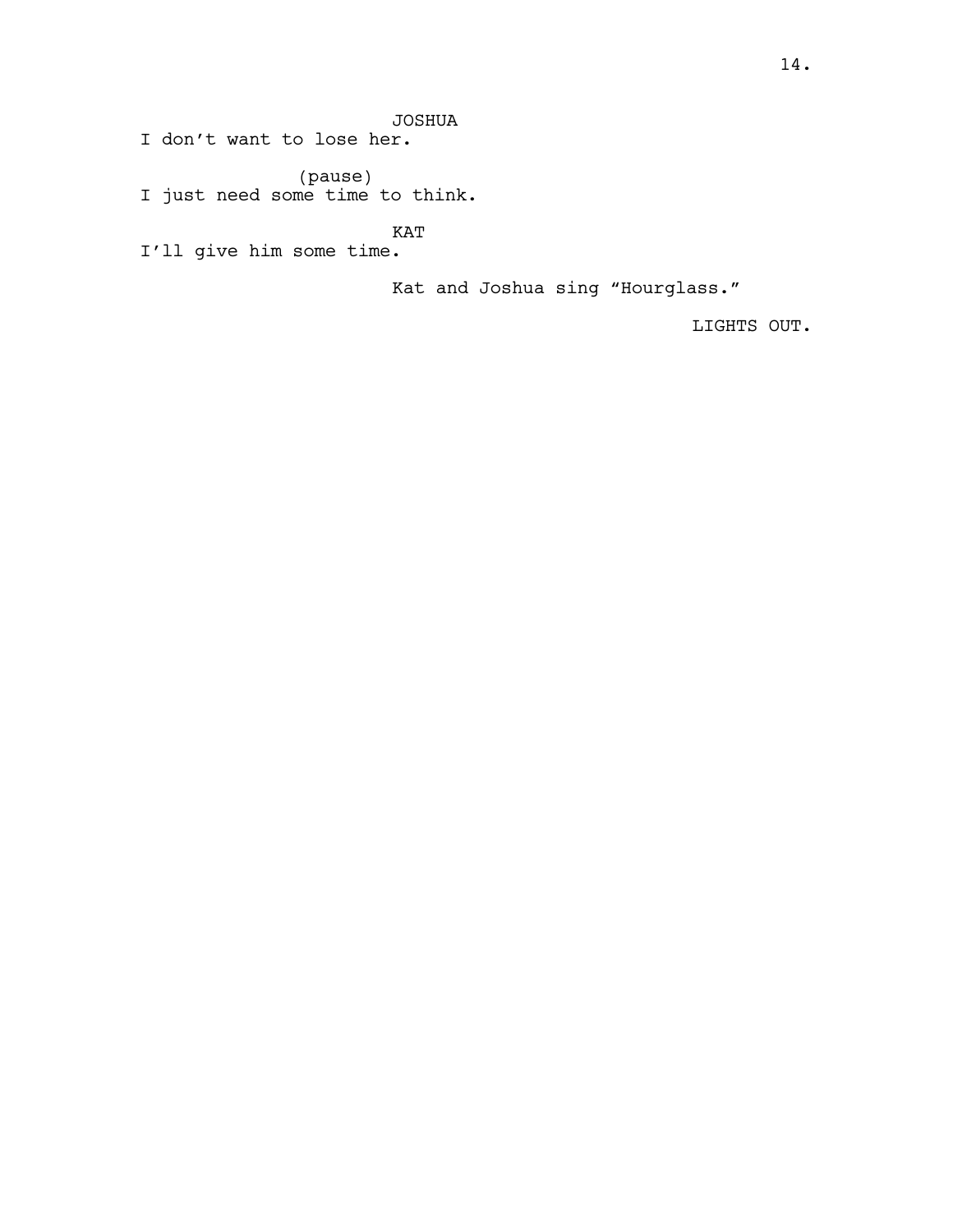JOSHUA

I don't want to lose her.

(pause)

I just need some time to think.

KAT

I'll give him some time.

Kat and Joshua sing "Hourglass."

LIGHTS OUT.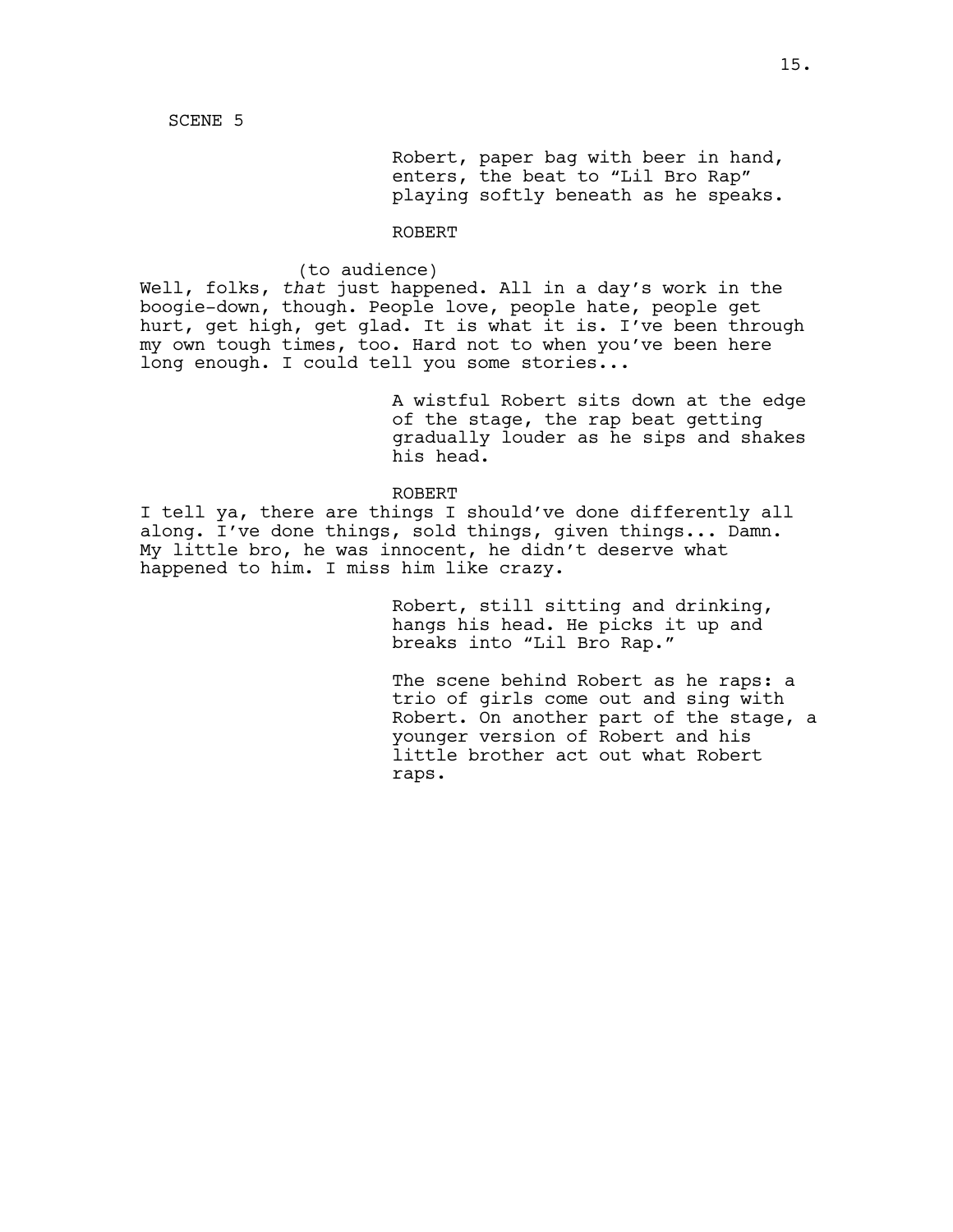SCENE 5

Robert, paper bag with beer in hand, enters, the beat to "Lil Bro Rap" playing softly beneath as he speaks.

ROBERT

(to audience)
Well, folks, *that* just happened. All in a day's work in the boogie-down, though. People love, people hate, people get hurt, get high, get glad. It is what it is. I've been through my own tough times, too. Hard not to when you've been here long enough. I could tell you some stories...

A wistful Robert sits down at the edge of the stage, the rap beat getting gradually louder as he sips and shakes his head.

ROBERT

I tell ya, there are things I should've done differently all along. I've done things, sold things, given things... Damn. My little bro, he was innocent, he didn't deserve what happened to him. I miss him like crazy.

Robert, still sitting and drinking, hangs his head. He picks it up and breaks into "Lil Bro Rap."

The scene behind Robert as he raps: a trio of girls come out and sing with Robert. On another part of the stage, a younger version of Robert and his little brother act out what Robert raps.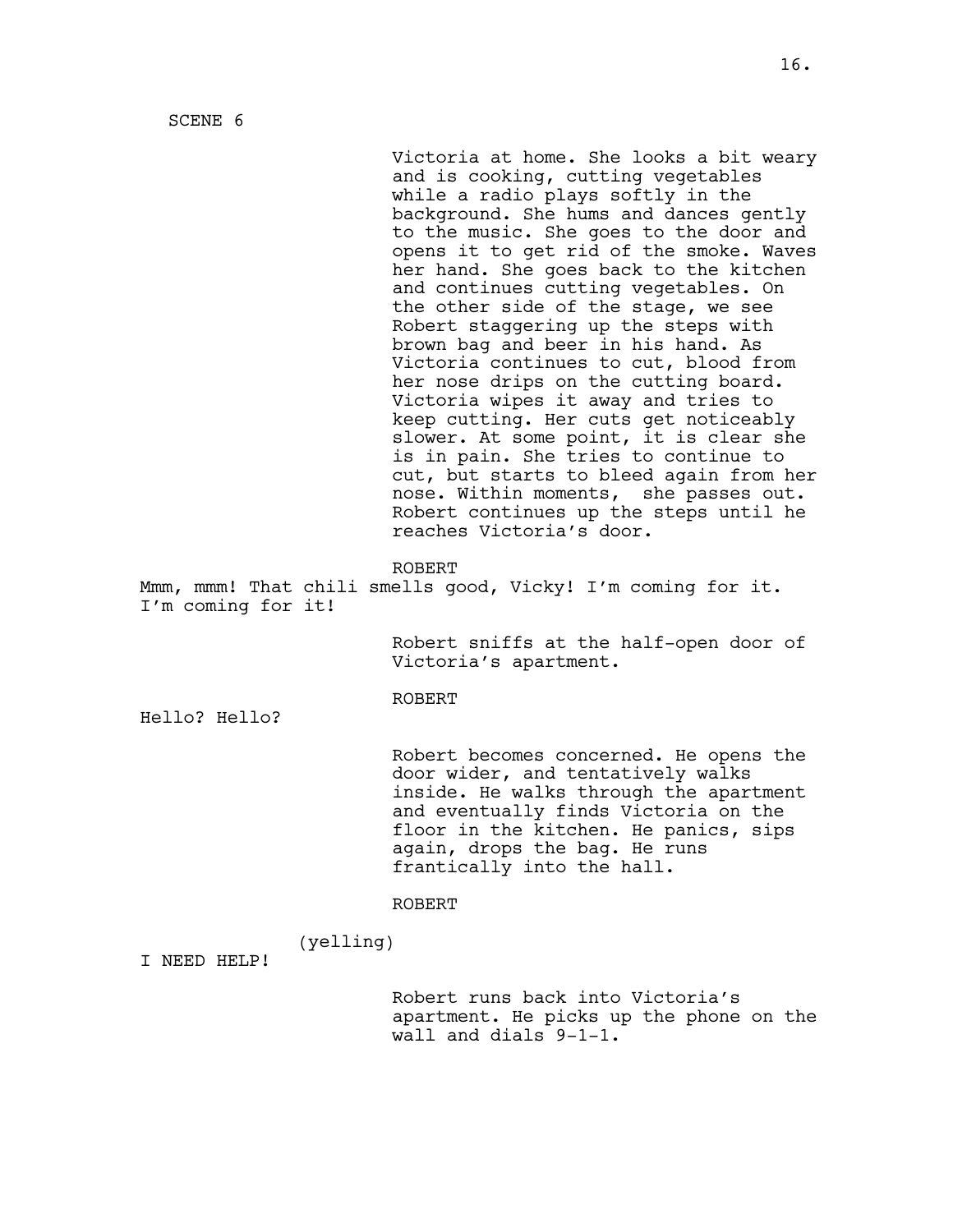SCENE 6

Victoria at home. She looks a bit weary and is cooking, cutting vegetables while a radio plays softly in the background. She hums and dances gently to the music. She goes to the door and opens it to get rid of the smoke. Waves her hand. She goes back to the kitchen and continues cutting vegetables. On the other side of the stage, we see Robert staggering up the steps with brown bag and beer in his hand. As Victoria continues to cut, blood from her nose drips on the cutting board. Victoria wipes it away and tries to keep cutting. Her cuts get noticeably slower. At some point, it is clear she is in pain. She tries to continue to cut, but starts to bleed again from her nose. Within moments, she passes out. Robert continues up the steps until he reaches Victoria's door.

ROBERT

Mmm, mmm! That chili smells good, Vicky! I'm coming for it. I'm coming for it!

Robert sniffs at the half-open door of Victoria's apartment.

ROBERT

Hello? Hello?

Robert becomes concerned. He opens the door wider, and tentatively walks inside. He walks through the apartment and eventually finds Victoria on the floor in the kitchen. He panics, sips again, drops the bag. He runs frantically into the hall.

ROBERT

(yelling)

I NEED HELP!

Robert runs back into Victoria's apartment. He picks up the phone on the wall and dials 9-1-1.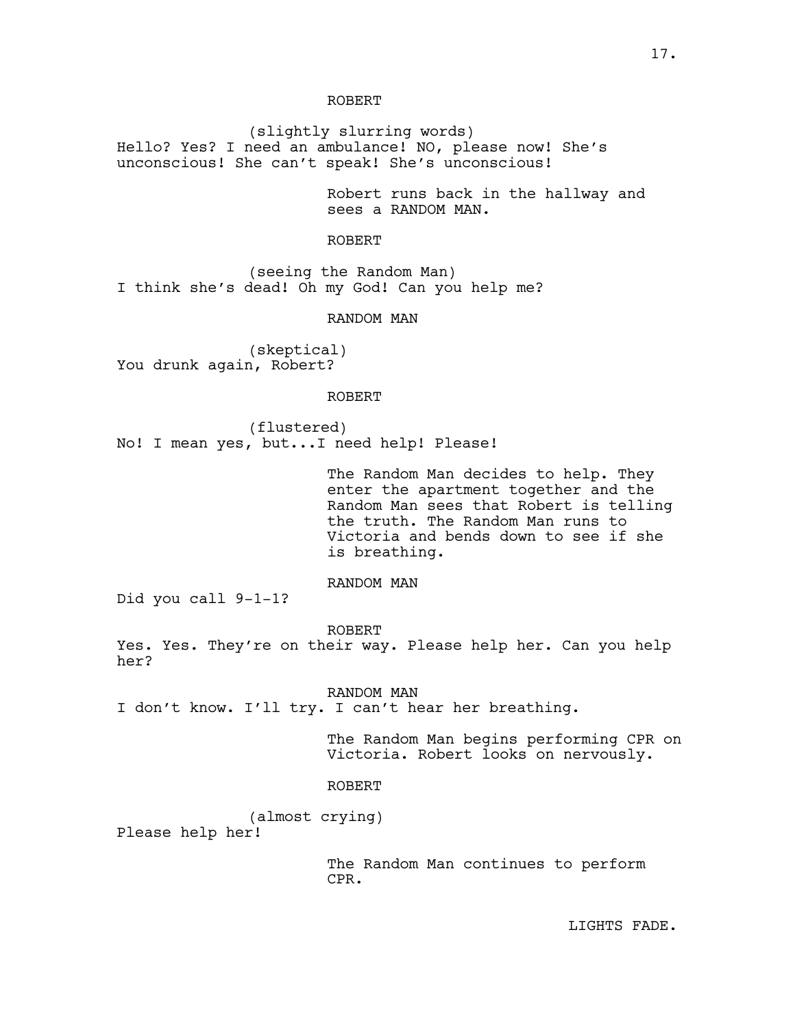ROBERT

(slightly slurring words)
Hello? Yes? I need an ambulance! NO, please now! She's unconscious! She can't speak! She's unconscious!

Robert runs back in the hallway and sees a RANDOM MAN.

ROBERT

(seeing the Random Man)
I think she's dead! Oh my God! Can you help me?

RANDOM MAN

(skeptical)
You drunk again, Robert?

ROBERT

(flustered)
No! I mean yes, but...I need help! Please!

The Random Man decides to help. They enter the apartment together and the Random Man sees that Robert is telling the truth. The Random Man runs to Victoria and bends down to see if she is breathing.

RANDOM MAN

Did you call 9-1-1?

ROBERT

Yes. Yes. They're on their way. Please help her. Can you help her?

RANDOM MAN

I don't know. I'll try. I can't hear her breathing.

The Random Man begins performing CPR on Victoria. Robert looks on nervously.

ROBERT

(almost crying)
Please help her!

The Random Man continues to perform CPR.

LIGHTS FADE.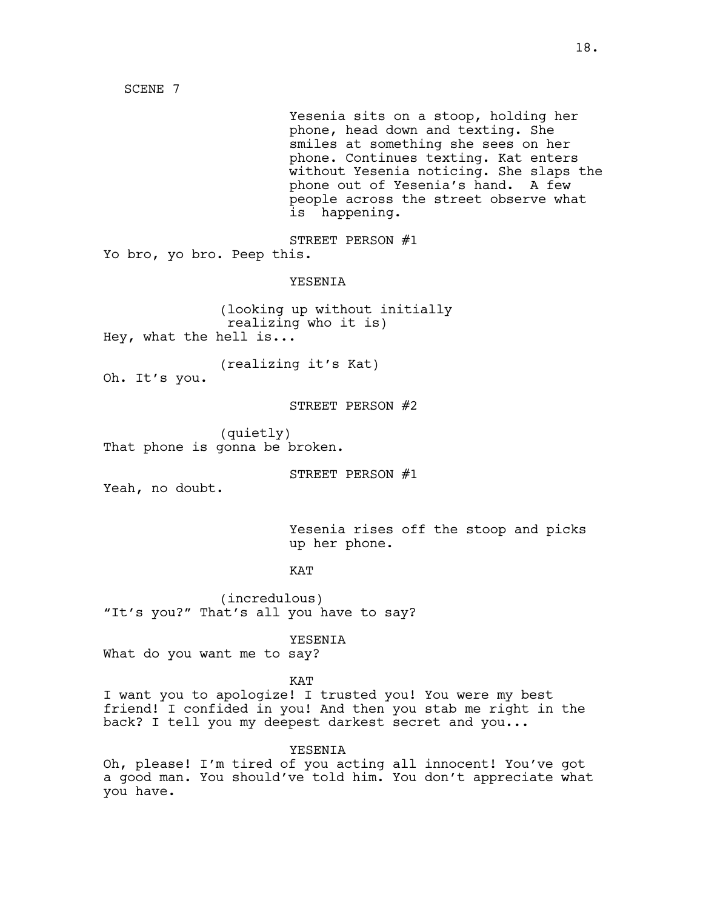SCENE 7

Yesenia sits on a stoop, holding her phone, head down and texting. She smiles at something she sees on her phone. Continues texting. Kat enters without Yesenia noticing. She slaps the phone out of Yesenia's hand. A few people across the street observe what is happening.

STREET PERSON #1

Yo bro, yo bro. Peep this.

YESENIA

(looking up without initially realizing who it is)

Hey, what the hell is...

(realizing it's Kat)

Oh. It's you.

STREET PERSON #2

(quietly)

That phone is gonna be broken.

STREET PERSON #1

Yeah, no doubt.

Yesenia rises off the stoop and picks up her phone.

KAT

(incredulous)

"It's you?" That's all you have to say?

YESENIA

What do you want me to say?

KAT

I want you to apologize! I trusted you! You were my best friend! I confided in you! And then you stab me right in the back? I tell you my deepest darkest secret and you...

YESENIA

Oh, please! I'm tired of you acting all innocent! You've got a good man. You should've told him. You don't appreciate what you have.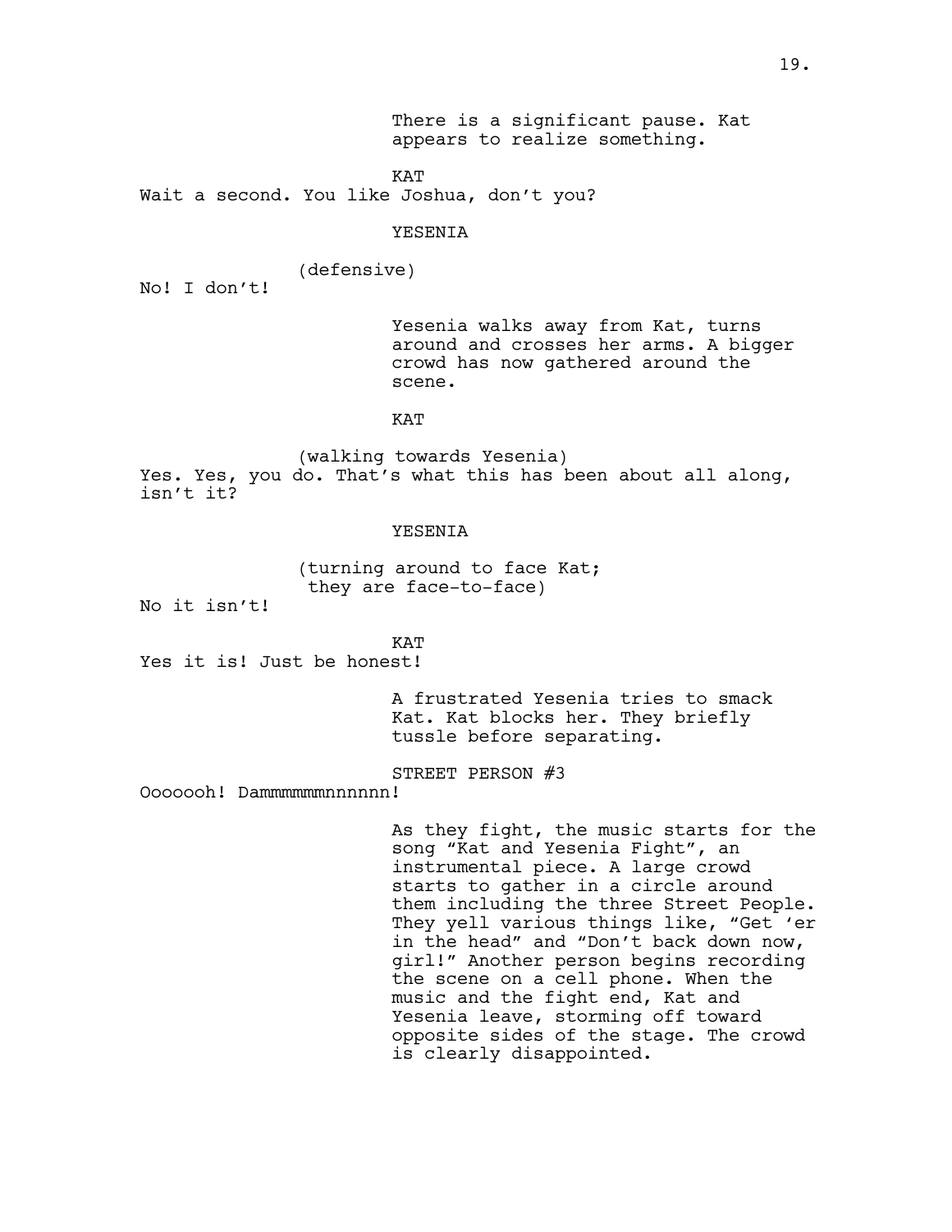There is a significant pause. Kat appears to realize something.

KAT

Wait a second. You like Joshua, don't you?

YESENIA

(defensive)

No! I don't!

Yesenia walks away from Kat, turns around and crosses her arms. A bigger crowd has now gathered around the scene.

KAT

(walking towards Yesenia)

Yes. Yes, you do. That's what this has been about all along, isn't it?

YESENIA

(turning around to face Kat; they are face-to-face)

No it isn't!

KAT

Yes it is! Just be honest!

A frustrated Yesenia tries to smack Kat. Kat blocks her. They briefly tussle before separating.

STREET PERSON #3

Ooooooh! Dammmmmmnnnnnn!

As they fight, the music starts for the song "Kat and Yesenia Fight", an instrumental piece. A large crowd starts to gather in a circle around them including the three Street People. They yell various things like, "Get 'er in the head" and "Don't back down now, girl!" Another person begins recording the scene on a cell phone. When the music and the fight end, Kat and Yesenia leave, storming off toward opposite sides of the stage. The crowd is clearly disappointed.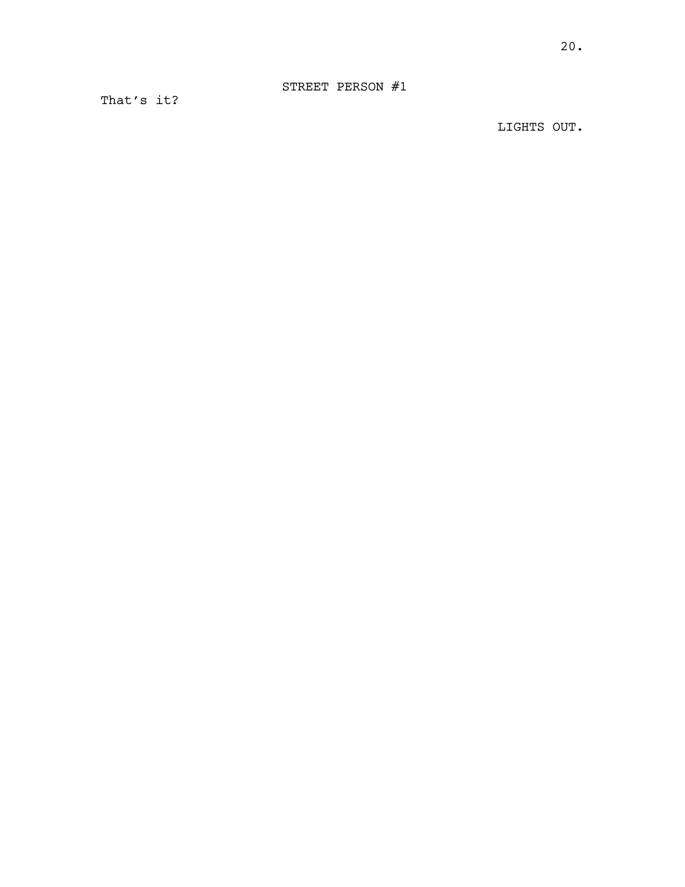STREET PERSON #1

That's it?

LIGHTS OUT.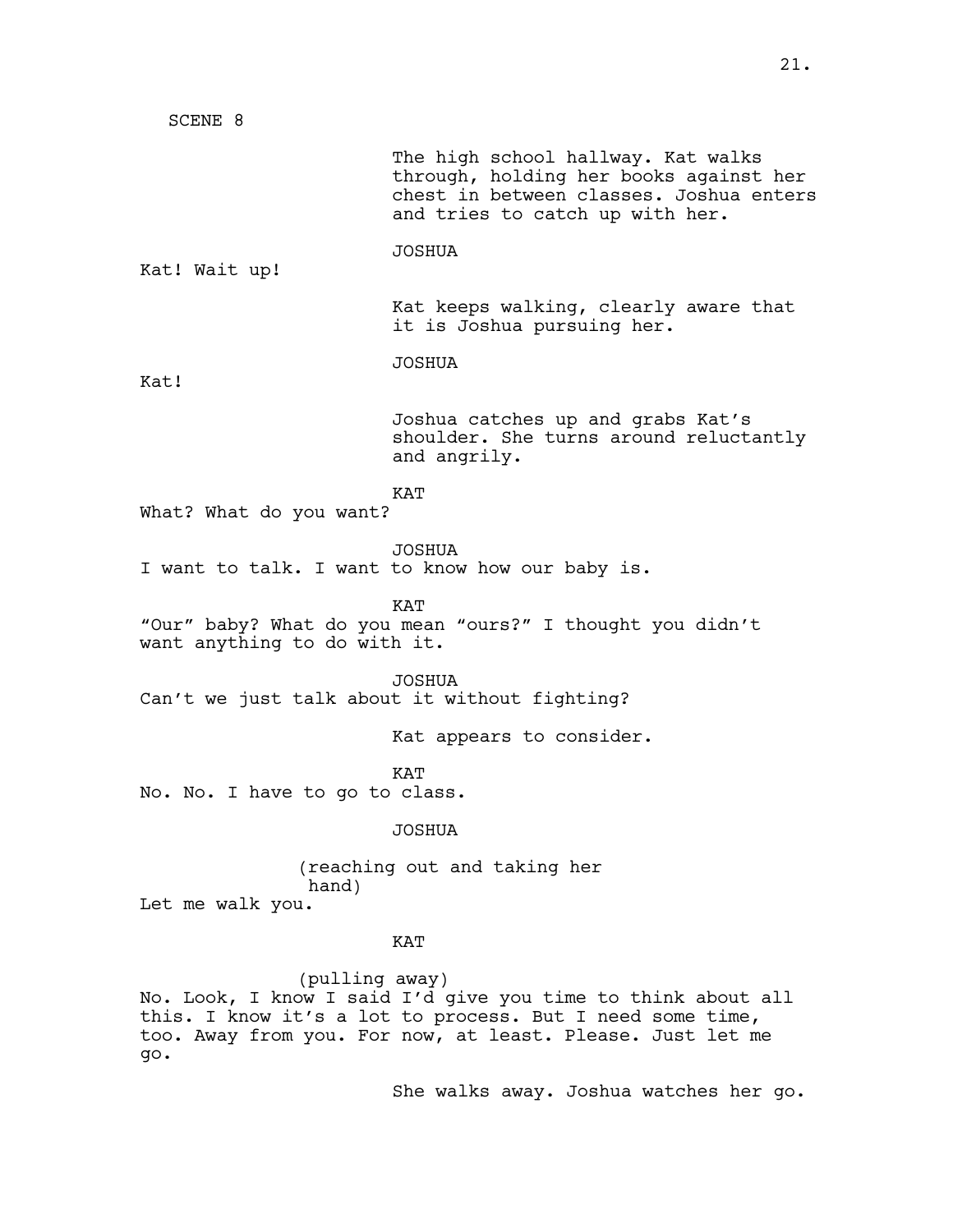SCENE 8

The high school hallway. Kat walks through, holding her books against her chest in between classes. Joshua enters and tries to catch up with her.

JOSHUA

Kat! Wait up!

Kat keeps walking, clearly aware that it is Joshua pursuing her.

JOSHUA

Kat!

Joshua catches up and grabs Kat's shoulder. She turns around reluctantly and angrily.

KAT

What? What do you want?

JOSHUA

I want to talk. I want to know how our baby is.

KAT

"Our" baby? What do you mean "ours?" I thought you didn't want anything to do with it.

JOSHUA

Can't we just talk about it without fighting?

Kat appears to consider.

KAT

No. No. I have to go to class.

JOSHUA

(reaching out and taking her hand)

Let me walk you.

KAT

(pulling away)

No. Look, I know I said I'd give you time to think about all this. I know it's a lot to process. But I need some time, too. Away from you. For now, at least. Please. Just let me go.

She walks away. Joshua watches her go.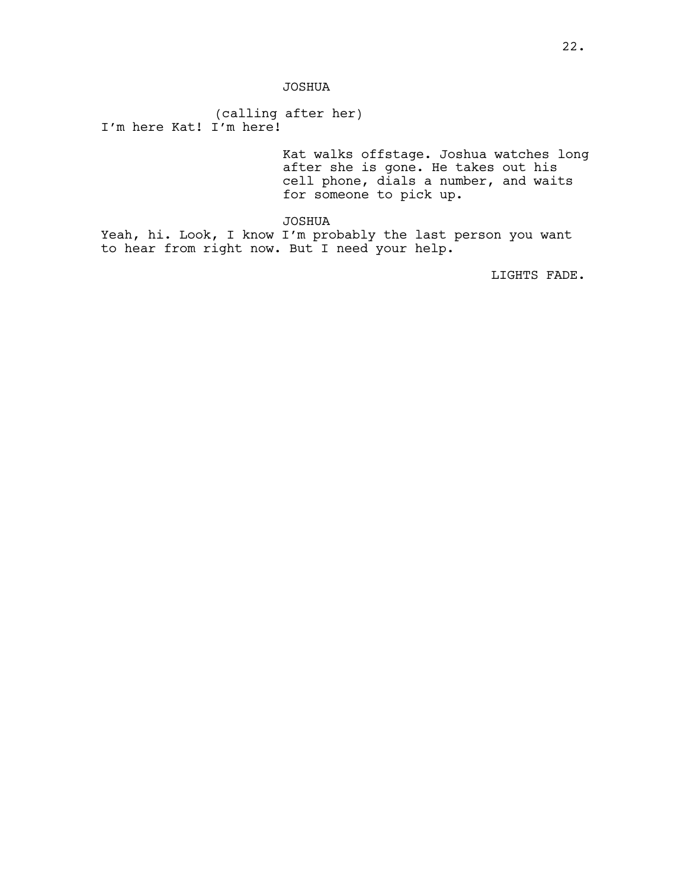JOSHUA

(calling after her)

I'm here Kat! I'm here!

Kat walks offstage. Joshua watches long after she is gone. He takes out his cell phone, dials a number, and waits for someone to pick up.

JOSHUA

Yeah, hi. Look, I know I'm probably the last person you want to hear from right now. But I need your help.

LIGHTS FADE.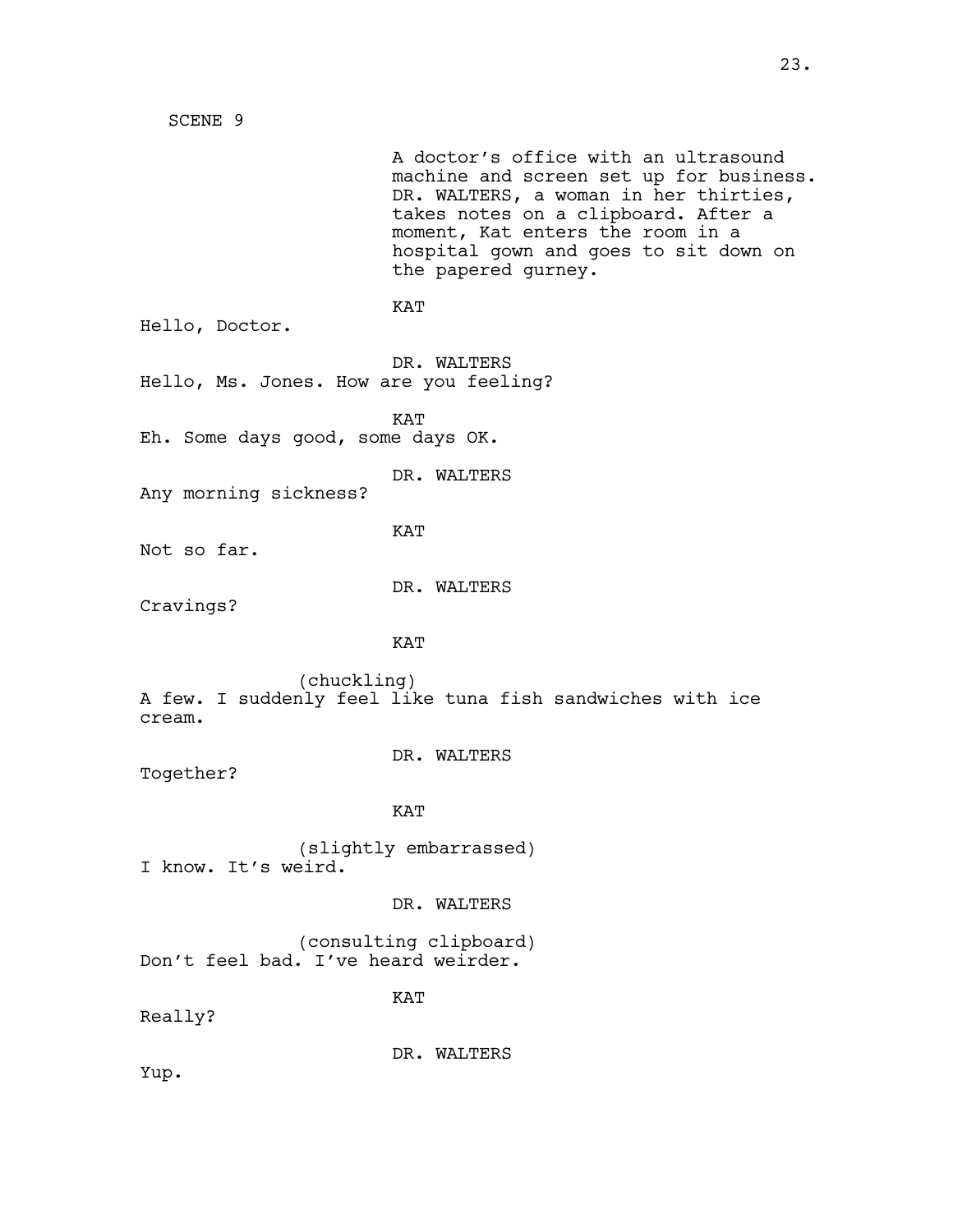SCENE 9

A doctor's office with an ultrasound machine and screen set up for business. DR. WALTERS, a woman in her thirties, takes notes on a clipboard. After a moment, Kat enters the room in a hospital gown and goes to sit down on the papered gurney.

KAT

Hello, Doctor.

DR. WALTERS

Hello, Ms. Jones. How are you feeling?

KAT

Eh. Some days good, some days OK.

DR. WALTERS

Any morning sickness?

KAT

Not so far.

DR. WALTERS

Cravings?

KAT

(chuckling)

A few. I suddenly feel like tuna fish sandwiches with ice cream.

DR. WALTERS

Together?

KAT

(slightly embarrassed)

I know. It's weird.

DR. WALTERS

(consulting clipboard)

Don't feel bad. I've heard weirder.

KAT

Really?

DR. WALTERS

Yup.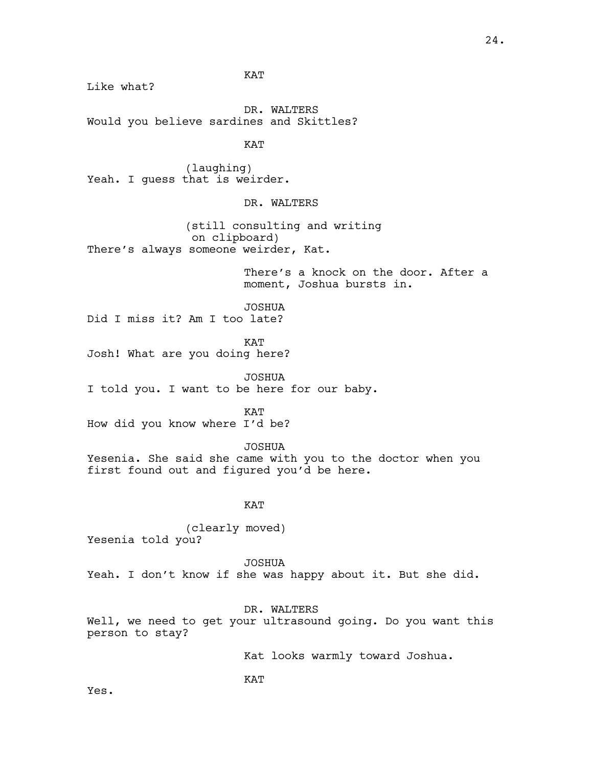KAT

Like what?

DR. WALTERS

Would you believe sardines and Skittles?

KAT

(laughing)

Yeah. I guess that is weirder.

DR. WALTERS

(still consulting and writing on clipboard)

There's always someone weirder, Kat.

There's a knock on the door. After a moment, Joshua bursts in.

JOSHUA

Did I miss it? Am I too late?

KAT

Josh! What are you doing here?

JOSHUA

I told you. I want to be here for our baby.

KAT

How did you know where I'd be?

JOSHUA

Yesenia. She said she came with you to the doctor when you first found out and figured you'd be here.

KAT

(clearly moved)

Yesenia told you?

JOSHUA

Yeah. I don't know if she was happy about it. But she did.

DR. WALTERS

Well, we need to get your ultrasound going. Do you want this person to stay?

Kat looks warmly toward Joshua.

KAT

Yes.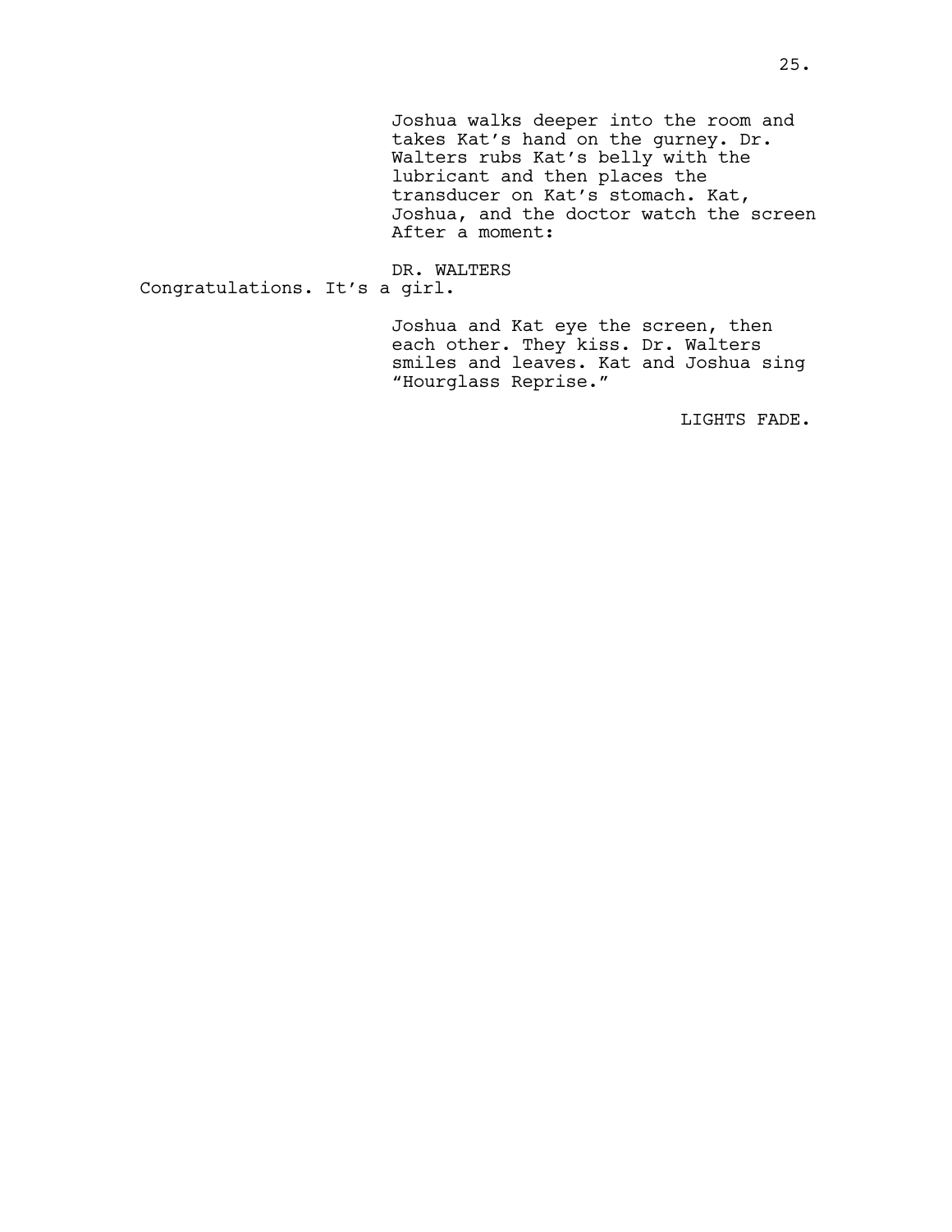Joshua walks deeper into the room and takes Kat's hand on the gurney. Dr. Walters rubs Kat's belly with the lubricant and then places the transducer on Kat's stomach. Kat, Joshua, and the doctor watch the screen After a moment:

DR. WALTERS

Congratulations. It's a girl.

Joshua and Kat eye the screen, then each other. They kiss. Dr. Walters smiles and leaves. Kat and Joshua sing "Hourglass Reprise."

LIGHTS FADE.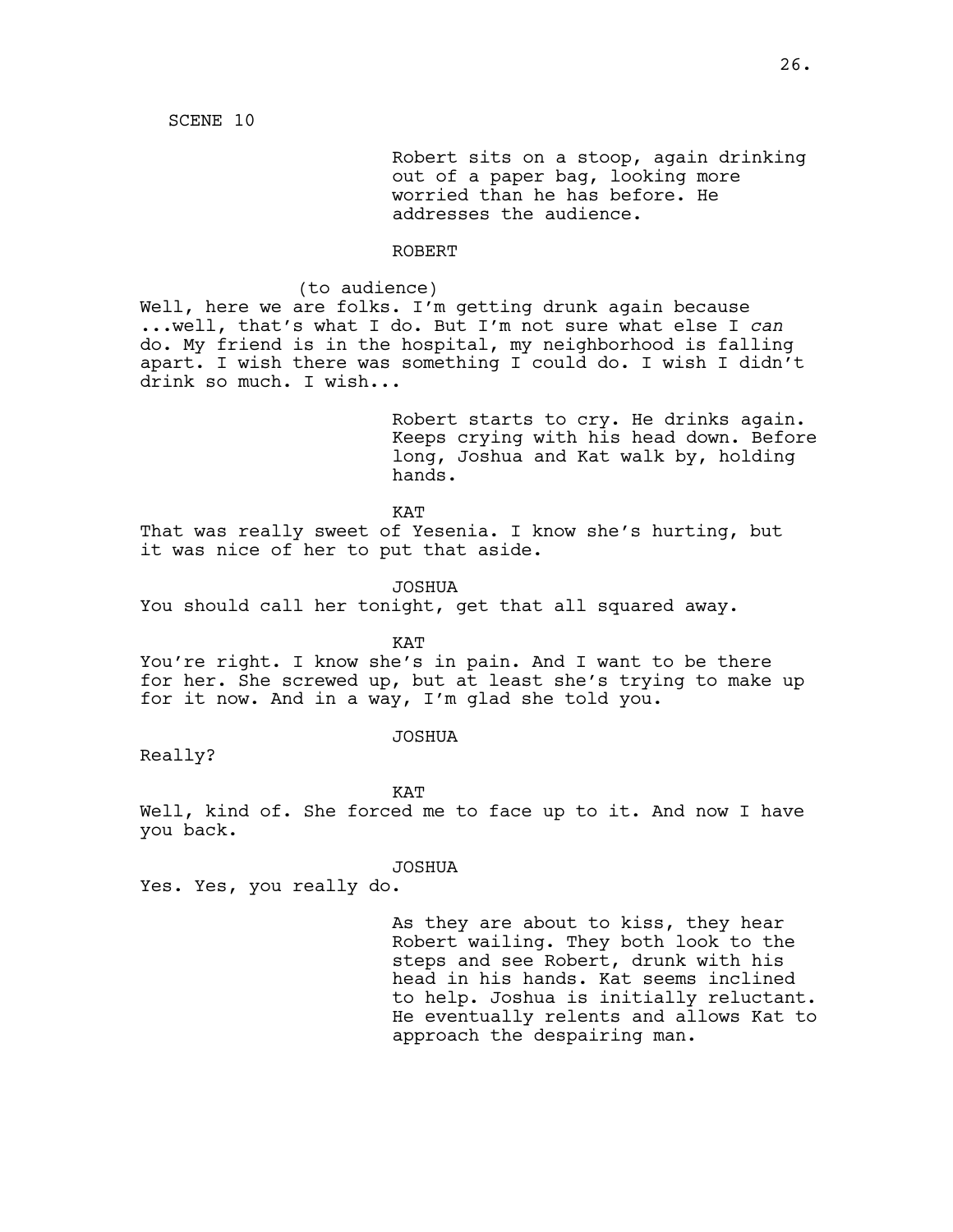SCENE 10

Robert sits on a stoop, again drinking out of a paper bag, looking more worried than he has before. He addresses the audience.

ROBERT

(to audience)
Well, here we are folks. I'm getting drunk again because ...well, that's what I do. But I'm not sure what else I *can* do. My friend is in the hospital, my neighborhood is falling apart. I wish there was something I could do. I wish I didn't drink so much. I wish...

Robert starts to cry. He drinks again. Keeps crying with his head down. Before long, Joshua and Kat walk by, holding hands.

KAT

That was really sweet of Yesenia. I know she's hurting, but it was nice of her to put that aside.

JOSHUA

You should call her tonight, get that all squared away.

KAT

You're right. I know she's in pain. And I want to be there for her. She screwed up, but at least she's trying to make up for it now. And in a way, I'm glad she told you.

JOSHUA

Really?

KAT

Well, kind of. She forced me to face up to it. And now I have you back.

JOSHUA

Yes. Yes, you really do.

As they are about to kiss, they hear Robert wailing. They both look to the steps and see Robert, drunk with his head in his hands. Kat seems inclined to help. Joshua is initially reluctant. He eventually relents and allows Kat to approach the despairing man.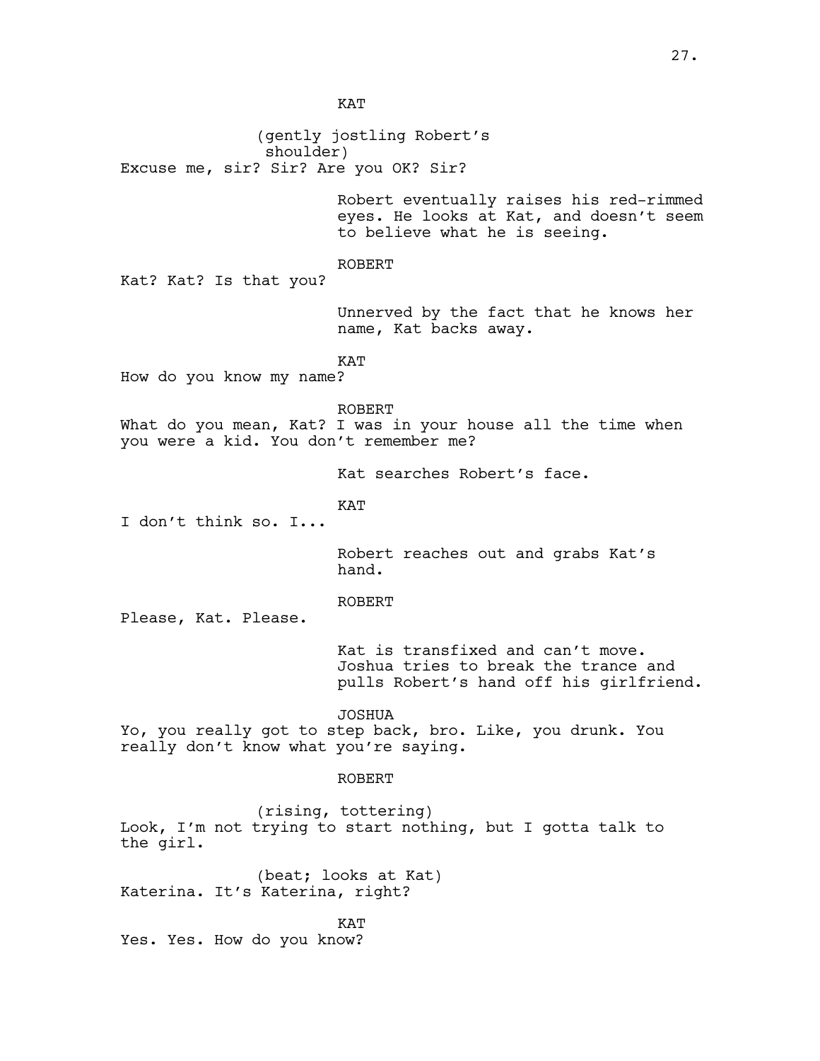KAT

(gently jostling Robert's shoulder)

Excuse me, sir? Sir? Are you OK? Sir?

Robert eventually raises his red-rimmed eyes. He looks at Kat, and doesn't seem to believe what he is seeing.

ROBERT

Kat? Kat? Is that you?

Unnerved by the fact that he knows her name, Kat backs away.

KAT

How do you know my name?

ROBERT

What do you mean, Kat? I was in your house all the time when you were a kid. You don't remember me?

Kat searches Robert's face.

KAT

I don't think so. I...

Robert reaches out and grabs Kat's hand.

ROBERT

Please, Kat. Please.

Kat is transfixed and can't move. Joshua tries to break the trance and pulls Robert's hand off his girlfriend.

JOSHUA

Yo, you really got to step back, bro. Like, you drunk. You really don't know what you're saying.

ROBERT

(rising, tottering)

Look, I'm not trying to start nothing, but I gotta talk to the girl.

(beat; looks at Kat)

Katerina. It's Katerina, right?

KAT

Yes. Yes. How do you know?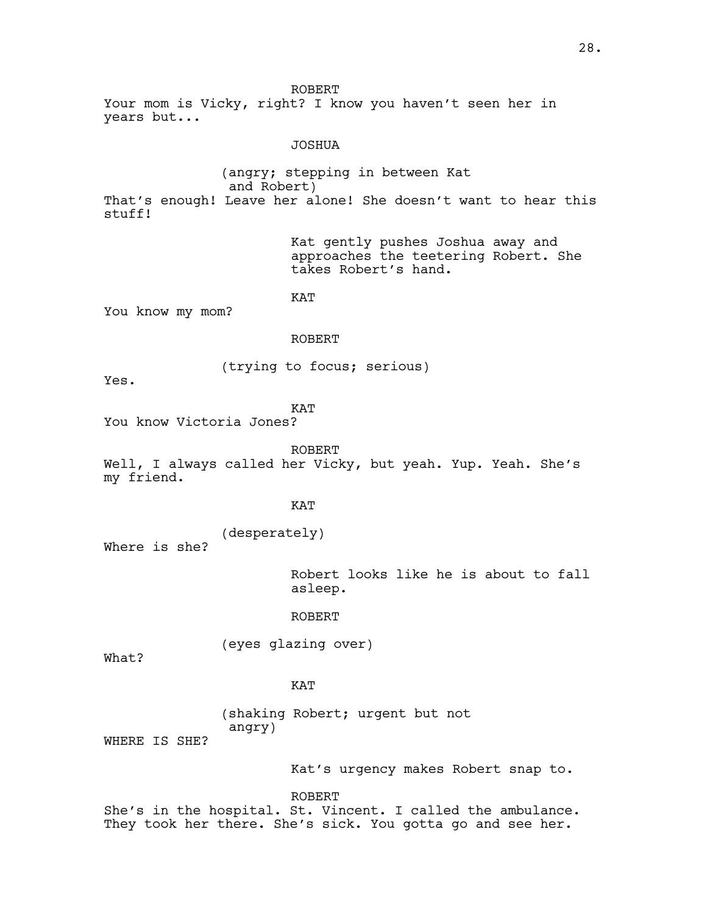ROBERT

Your mom is Vicky, right? I know you haven't seen her in years but...

JOSHUA

(angry; stepping in between Kat and Robert)

That's enough! Leave her alone! She doesn't want to hear this stuff!

Kat gently pushes Joshua away and approaches the teetering Robert. She takes Robert's hand.

KAT

You know my mom?

ROBERT

(trying to focus; serious)

Yes.

KAT

You know Victoria Jones?

ROBERT

Well, I always called her Vicky, but yeah. Yup. Yeah. She's my friend.

KAT

(desperately)

Where is she?

Robert looks like he is about to fall asleep.

ROBERT

(eyes glazing over)

What?

KAT

(shaking Robert; urgent but not angry)

WHERE IS SHE?

Kat's urgency makes Robert snap to.

ROBERT

She's in the hospital. St. Vincent. I called the ambulance. They took her there. She's sick. You gotta go and see her.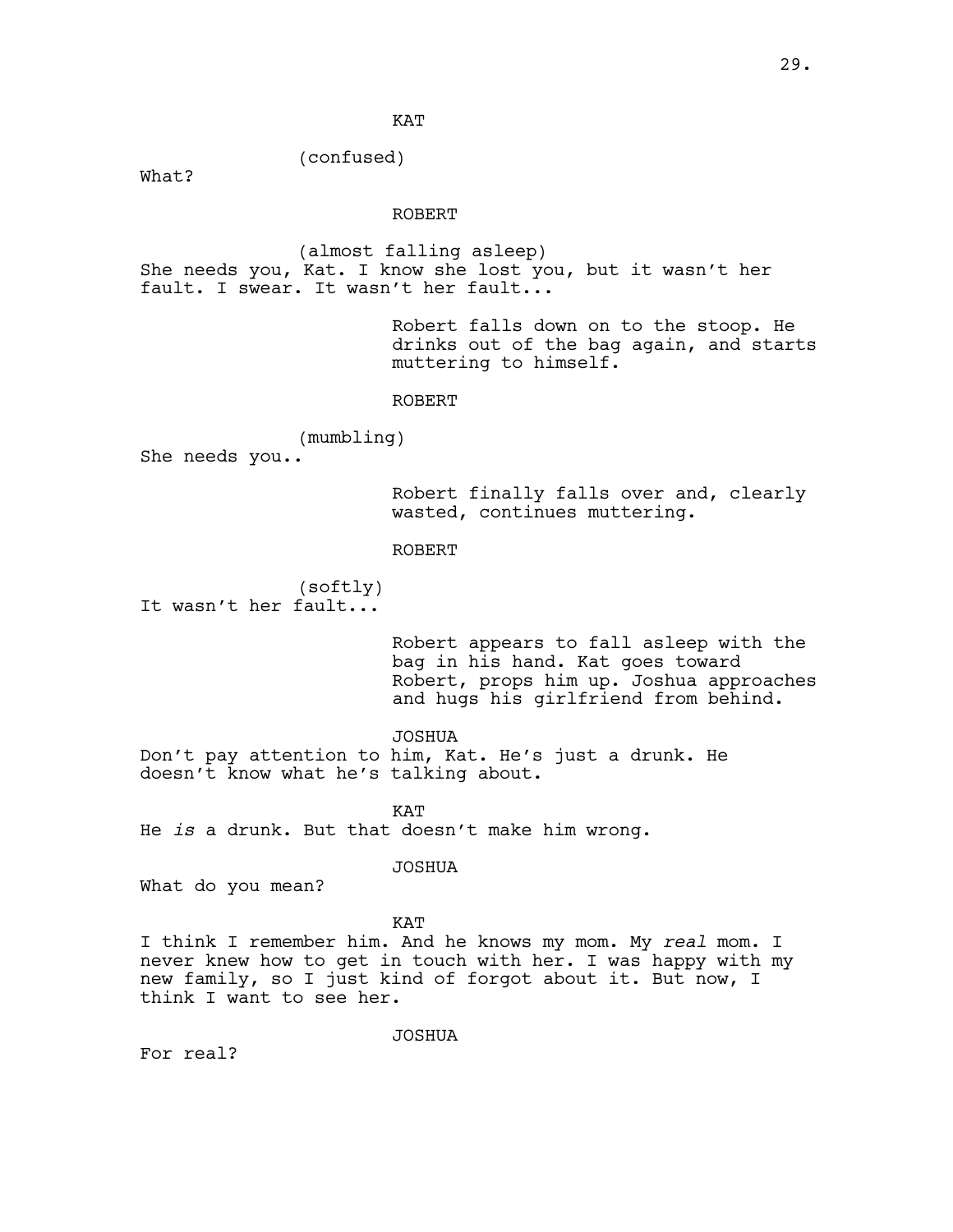KAT

(confused)

What?

ROBERT

(almost falling asleep)

She needs you, Kat. I know she lost you, but it wasn't her fault. I swear. It wasn't her fault...

Robert falls down on to the stoop. He drinks out of the bag again, and starts muttering to himself.

ROBERT

(mumbling)

She needs you..

Robert finally falls over and, clearly wasted, continues muttering.

ROBERT

(softly)

It wasn't her fault...

Robert appears to fall asleep with the bag in his hand. Kat goes toward Robert, props him up. Joshua approaches and hugs his girlfriend from behind.

JOSHUA

Don't pay attention to him, Kat. He's just a drunk. He doesn't know what he's talking about.

KAT

He *is* a drunk. But that doesn't make him wrong.

JOSHUA

What do you mean?

KAT

I think I remember him. And he knows my mom. My *real* mom. I never knew how to get in touch with her. I was happy with my new family, so I just kind of forgot about it. But now, I think I want to see her.

JOSHUA

For real?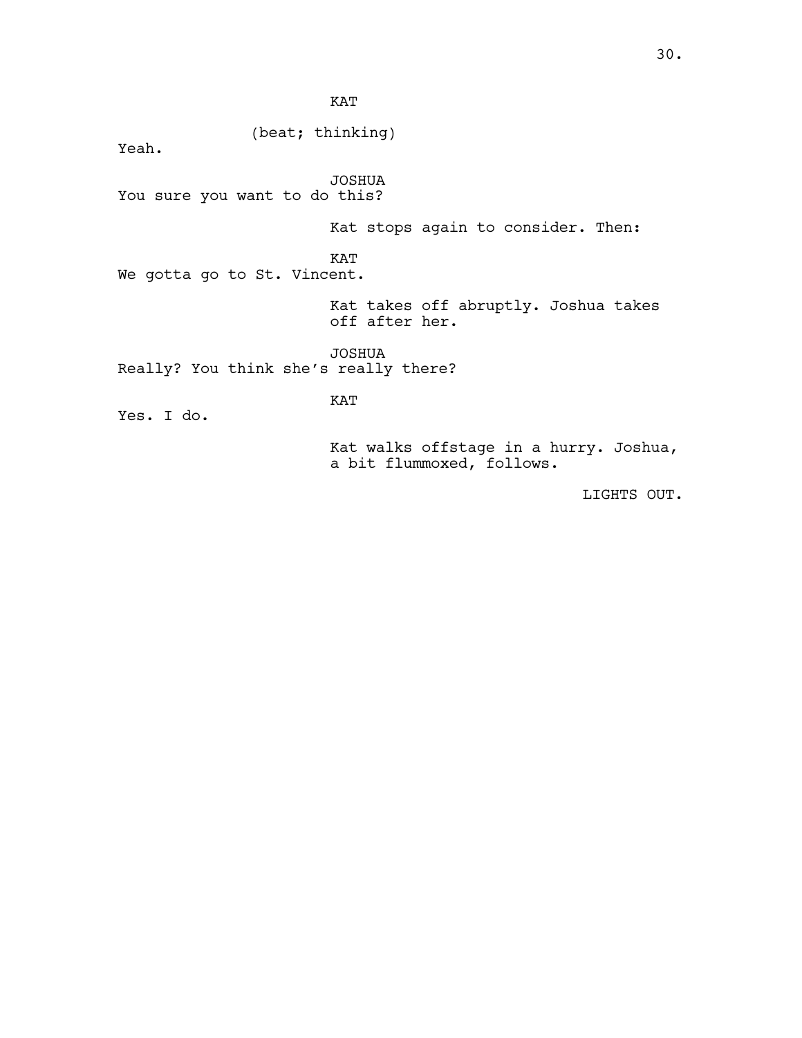KAT

(beat; thinking)

Yeah.

JOSHUA

You sure you want to do this?

Kat stops again to consider. Then:

KAT

We gotta go to St. Vincent.

Kat takes off abruptly. Joshua takes off after her.

JOSHUA

Really? You think she's really there?

KAT

Yes. I do.

Kat walks offstage in a hurry. Joshua, a bit flummoxed, follows.

LIGHTS OUT.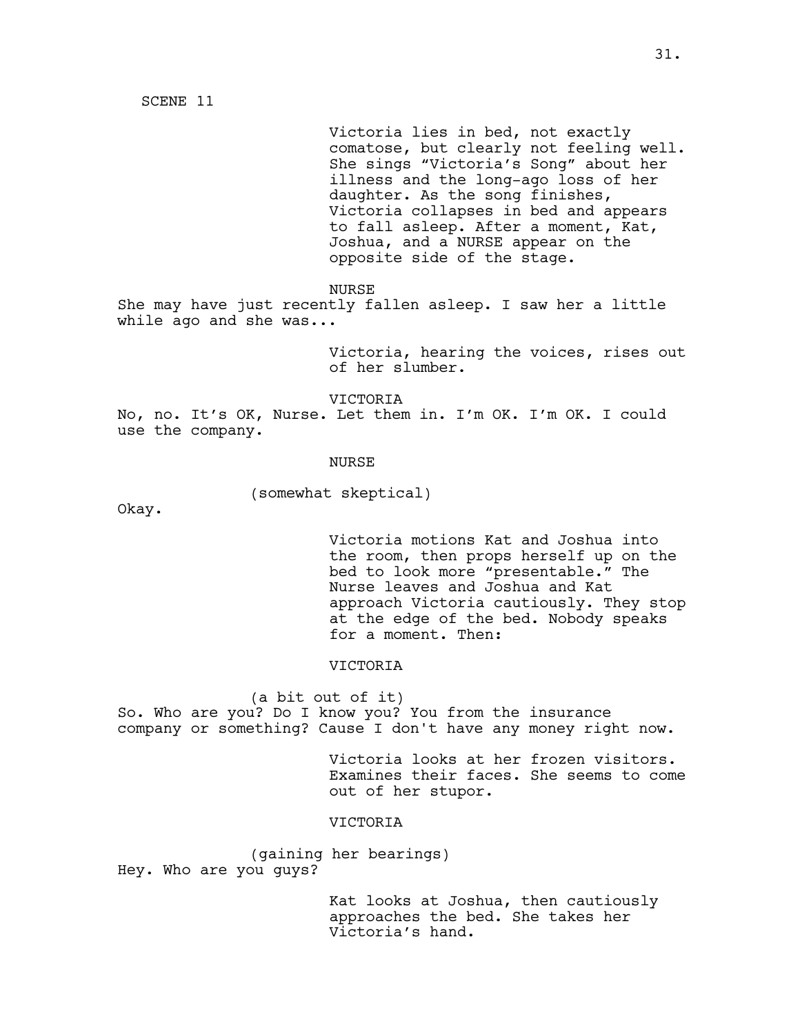SCENE 11

Victoria lies in bed, not exactly comatose, but clearly not feeling well. She sings "Victoria's Song" about her illness and the long-ago loss of her daughter. As the song finishes, Victoria collapses in bed and appears to fall asleep. After a moment, Kat, Joshua, and a NURSE appear on the opposite side of the stage.

NURSE

She may have just recently fallen asleep. I saw her a little while ago and she was...

Victoria, hearing the voices, rises out of her slumber.

VICTORIA

No, no. It's OK, Nurse. Let them in. I'm OK. I'm OK. I could use the company.

NURSE

(somewhat skeptical)

Okay.

Victoria motions Kat and Joshua into the room, then props herself up on the bed to look more "presentable." The Nurse leaves and Joshua and Kat approach Victoria cautiously. They stop at the edge of the bed. Nobody speaks for a moment. Then:

VICTORIA

(a bit out of it)

So. Who are you? Do I know you? You from the insurance company or something? Cause I don't have any money right now.

Victoria looks at her frozen visitors. Examines their faces. She seems to come out of her stupor.

VICTORIA

(gaining her bearings)

Hey. Who are you guys?

Kat looks at Joshua, then cautiously approaches the bed. She takes her Victoria's hand.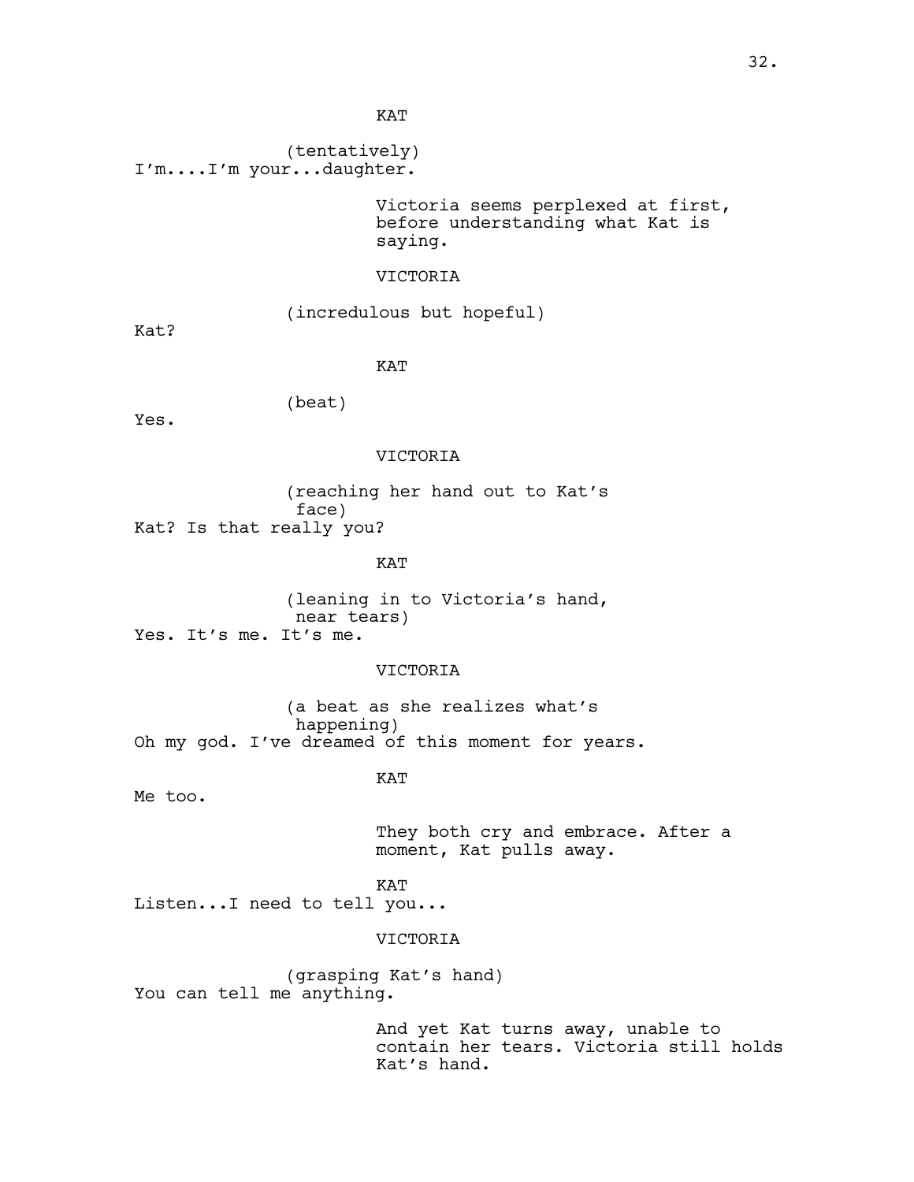KAT

(tentatively)
I'm....I'm your...daughter.

Victoria seems perplexed at first, before understanding what Kat is saying.

VICTORIA

(incredulous but hopeful)
Kat?

KAT

(beat)
Yes.

VICTORIA

(reaching her hand out to Kat's face)
Kat? Is that really you?

KAT

(leaning in to Victoria's hand, near tears)
Yes. It's me. It's me.

VICTORIA

(a beat as she realizes what's happening)
Oh my god. I've dreamed of this moment for years.

KAT

Me too.

They both cry and embrace. After a moment, Kat pulls away.

KAT

Listen...I need to tell you...

VICTORIA

(grasping Kat's hand)
You can tell me anything.

And yet Kat turns away, unable to contain her tears. Victoria still holds Kat's hand.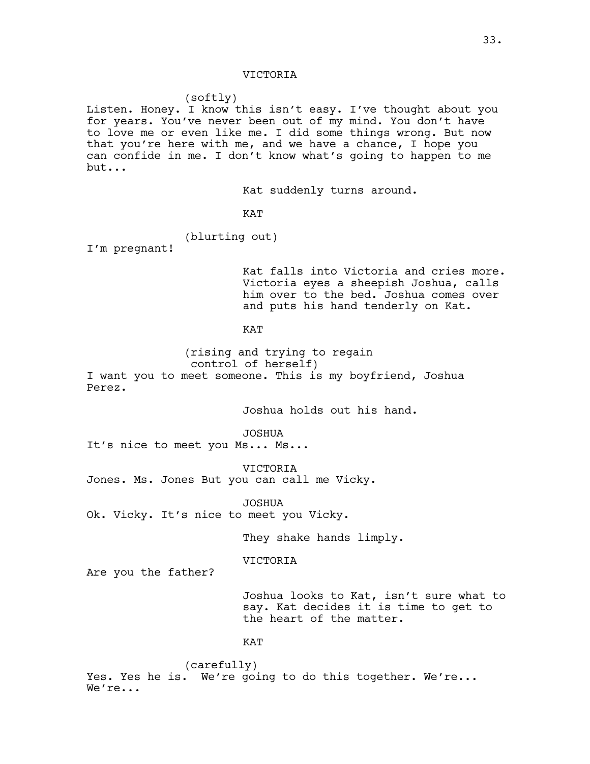VICTORIA

(softly)

Listen. Honey. I know this isn't easy. I've thought about you for years. You've never been out of my mind. You don't have to love me or even like me. I did some things wrong. But now that you're here with me, and we have a chance, I hope you can confide in me. I don't know what's going to happen to me but...

Kat suddenly turns around.

KAT

(blurting out)

I'm pregnant!

Kat falls into Victoria and cries more. Victoria eyes a sheepish Joshua, calls him over to the bed. Joshua comes over and puts his hand tenderly on Kat.

KAT

(rising and trying to regain control of herself)

I want you to meet someone. This is my boyfriend, Joshua Perez.

Joshua holds out his hand.

JOSHUA

It's nice to meet you Ms... Ms...

VICTORIA

Jones. Ms. Jones But you can call me Vicky.

JOSHUA

Ok. Vicky. It's nice to meet you Vicky.

They shake hands limply.

VICTORIA

Are you the father?

Joshua looks to Kat, isn't sure what to say. Kat decides it is time to get to the heart of the matter.

KAT

(carefully)

Yes. Yes he is. We're going to do this together. We're... We're...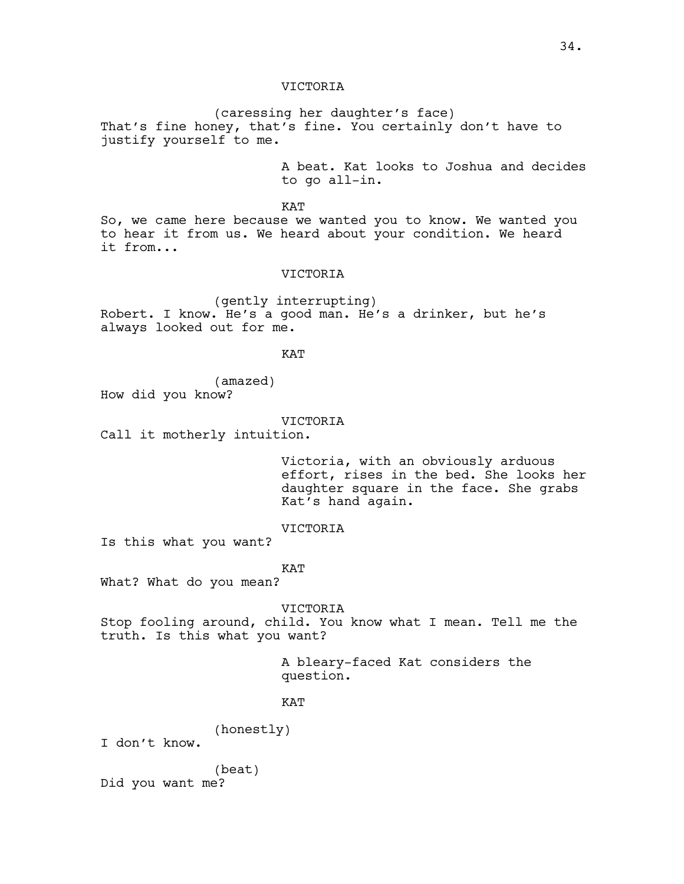VICTORIA

(caressing her daughter's face)
That's fine honey, that's fine. You certainly don't have to justify yourself to me.

A beat. Kat looks to Joshua and decides to go all-in.

KAT

So, we came here because we wanted you to know. We wanted you to hear it from us. We heard about your condition. We heard it from...

VICTORIA

(gently interrupting)
Robert. I know. He's a good man. He's a drinker, but he's always looked out for me.

KAT

(amazed)
How did you know?

VICTORIA

Call it motherly intuition.

Victoria, with an obviously arduous effort, rises in the bed. She looks her daughter square in the face. She grabs Kat's hand again.

VICTORIA

Is this what you want?

KAT

What? What do you mean?

VICTORIA

Stop fooling around, child. You know what I mean. Tell me the truth. Is this what you want?

A bleary-faced Kat considers the question.

KAT

(honestly)
I don't know.

(beat)
Did you want me?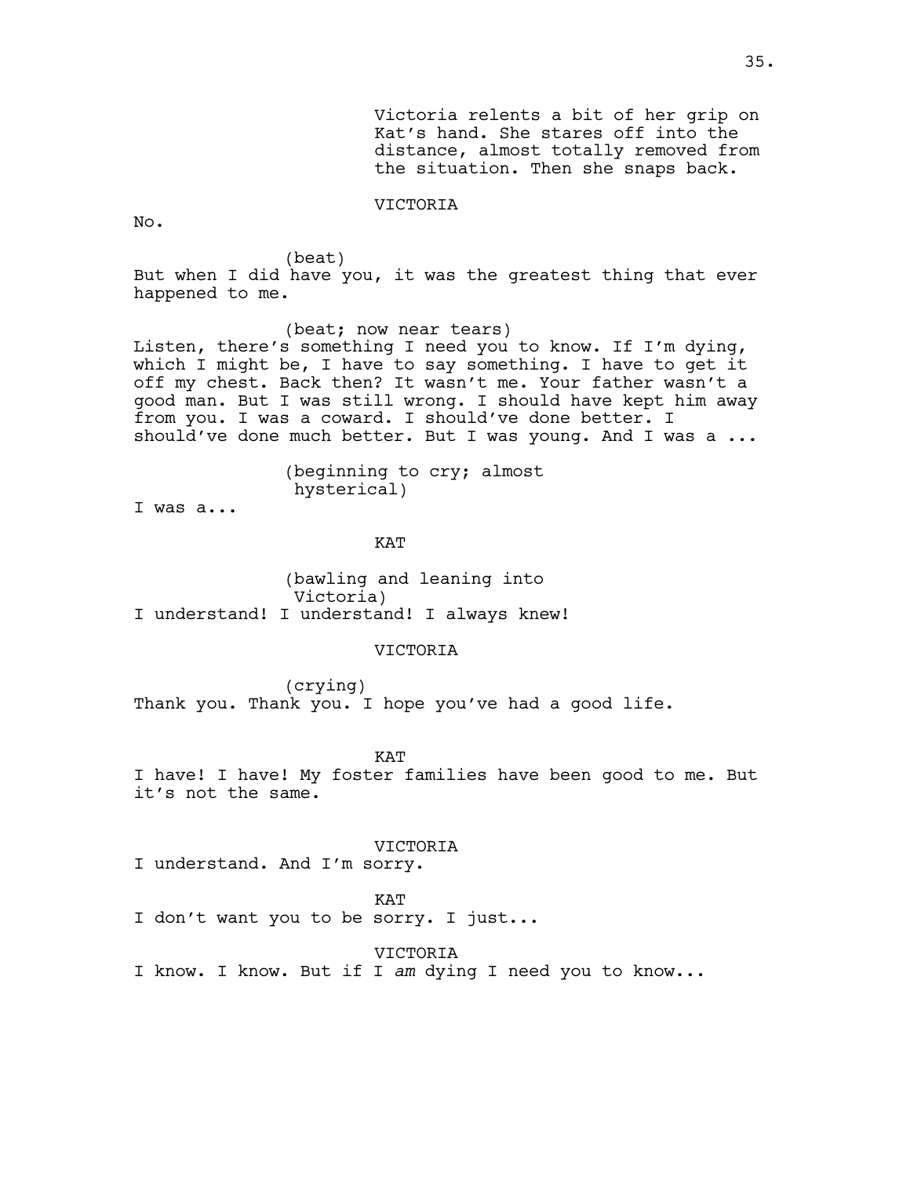Victoria relents a bit of her grip on Kat's hand. She stares off into the distance, almost totally removed from the situation. Then she snaps back.

VICTORIA

No.

(beat)

But when I did have you, it was the greatest thing that ever happened to me.

(beat; now near tears)

Listen, there's something I need you to know. If I'm dying, which I might be, I have to say something. I have to get it off my chest. Back then? It wasn't me. Your father wasn't a good man. But I was still wrong. I should have kept him away from you. I was a coward. I should've done better. I should've done much better. But I was young. And I was a ...

(beginning to cry; almost hysterical)

I was a...

KAT

(bawling and leaning into Victoria)

I understand! I understand! I always knew!

VICTORIA

(crying)

Thank you. Thank you. I hope you've had a good life.

KAT

I have! I have! My foster families have been good to me. But it's not the same.

VICTORIA

I understand. And I'm sorry.

KAT

I don't want you to be sorry. I just...

VICTORIA

I know. I know. But if I *am* dying I need you to know...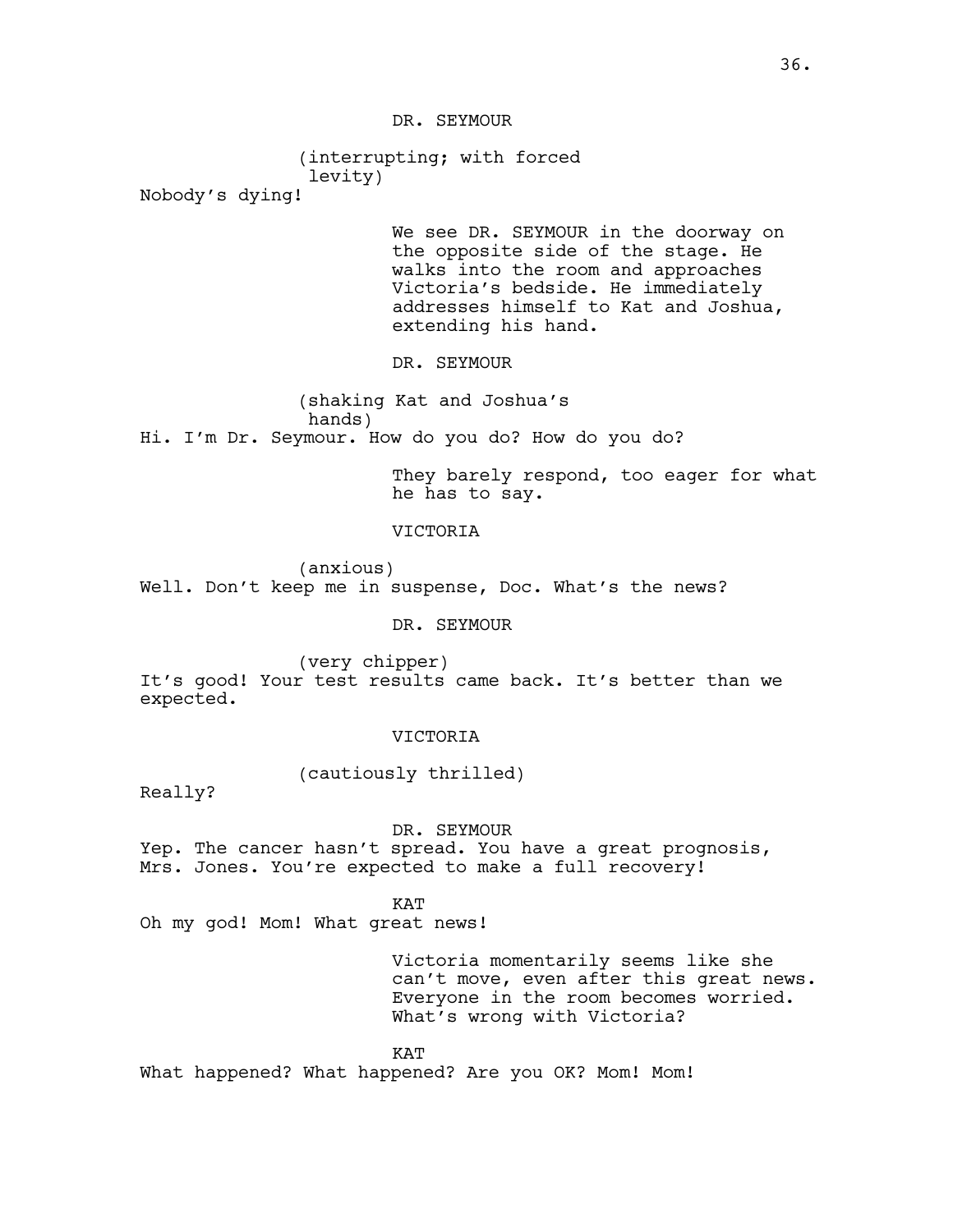DR. SEYMOUR

(interrupting; with forced levity)

Nobody's dying!

We see DR. SEYMOUR in the doorway on the opposite side of the stage. He walks into the room and approaches Victoria's bedside. He immediately addresses himself to Kat and Joshua, extending his hand.

DR. SEYMOUR

(shaking Kat and Joshua's hands)

Hi. I'm Dr. Seymour. How do you do? How do you do?

They barely respond, too eager for what he has to say.

VICTORIA

(anxious)

Well. Don't keep me in suspense, Doc. What's the news?

DR. SEYMOUR

(very chipper)

It's good! Your test results came back. It's better than we expected.

VICTORIA

(cautiously thrilled)

Really?

DR. SEYMOUR

Yep. The cancer hasn't spread. You have a great prognosis, Mrs. Jones. You're expected to make a full recovery!

KAT

Oh my god! Mom! What great news!

Victoria momentarily seems like she can't move, even after this great news. Everyone in the room becomes worried. What's wrong with Victoria?

KAT

What happened? What happened? Are you OK? Mom! Mom!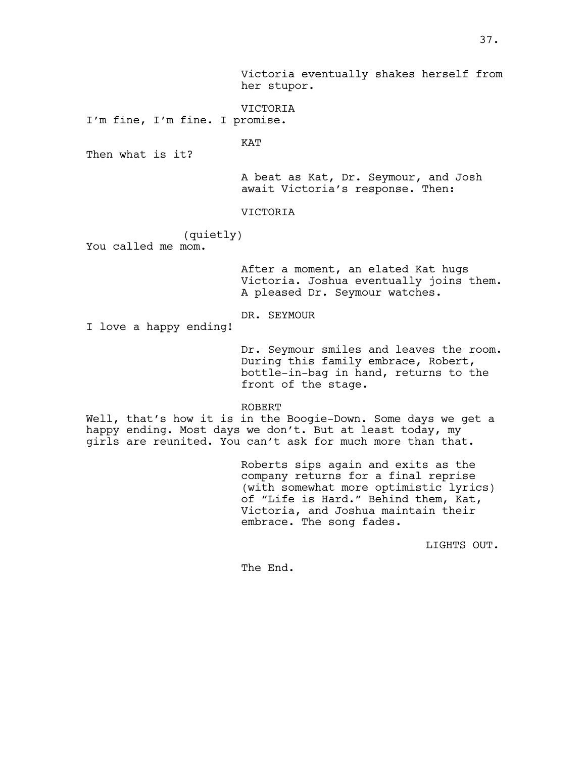Victoria eventually shakes herself from her stupor.

VICTORIA

I'm fine, I'm fine. I promise.

KAT

Then what is it?

A beat as Kat, Dr. Seymour, and Josh await Victoria's response. Then:

VICTORIA

(quietly)

You called me mom.

After a moment, an elated Kat hugs Victoria. Joshua eventually joins them. A pleased Dr. Seymour watches.

DR. SEYMOUR

I love a happy ending!

Dr. Seymour smiles and leaves the room. During this family embrace, Robert, bottle-in-bag in hand, returns to the front of the stage.

ROBERT

Well, that's how it is in the Boogie-Down. Some days we get a happy ending. Most days we don't. But at least today, my girls are reunited. You can't ask for much more than that.

Roberts sips again and exits as the company returns for a final reprise (with somewhat more optimistic lyrics) of "Life is Hard." Behind them, Kat, Victoria, and Joshua maintain their embrace. The song fades.

LIGHTS OUT.

The End.